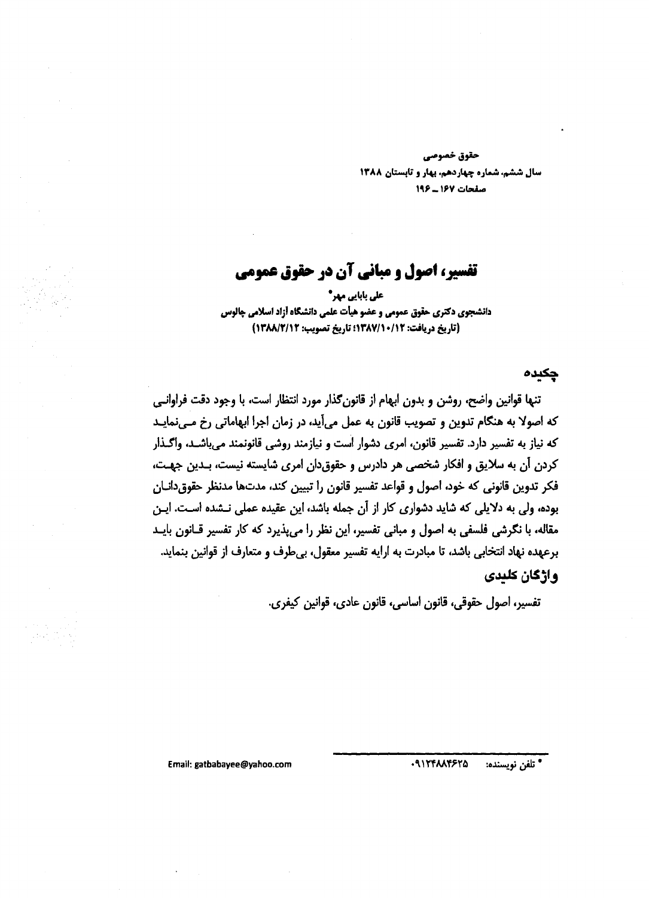# تفسیر، اصول و مبانی آن در حقوق عمومی

**علی بابایی مهر***

**دانشجوی دکتری حقوق عمومی و عضو هیأت علمی دانشگاه آزاد اسلامی چالوس**

**(تاریخ دریافت: ۱۳۸۷/۱۰/۱۲؛ تاریخ تصویب: ۱۳۸۸/۲/۱۲)**

## چکیده

تنها قوانین واضح، روشن و بدون ابهام از قانون‌گذار مورد انتظار است، با وجود دقت فراوانی که اصولا به هنگام تدوین و تصویب قانون به عمل می‌آید، در زمان اجرا ابهاماتی رخ می‌نماید که نیاز به تفسیر دارد. تفسیر قانون، امری دشوار است و نیازمند روشی قانونمند می‌باشد، واگذار کردن آن به سلایق و افکار شخصی هر دادرس و حقوق‌دان امری شایسته نیست، بدین جهت، فکر تدوین قانونی که خود، اصول و قواعد تفسیر قانون را تبیین کند، مدت‌ها مدنظر حقوق‌دانان بوده، ولی به دلایلی که شاید دشواری کار از آن جمله باشد، این عقیده عملی نشده است. این مقاله، با نگرشی فلسفی به اصول و مبانی تفسیر، این نظر را می‌پذیرد که کار تفسیر قانون باید برعهده نهاد انتخابی باشد، تا مبادرت به ارایه تفسیر معقول، بی‌طرف و متعارف از قوانین بنماید.

### واژگان کلیدی

تفسیر، اصول حقوقی، قانون اساسی، قانون عادی، قوانین کیفری.

---

* تلفن نویسنده: ۰۹۱۲۴۸۸۴۶۲۵

Email: gatbabayee@yahoo.com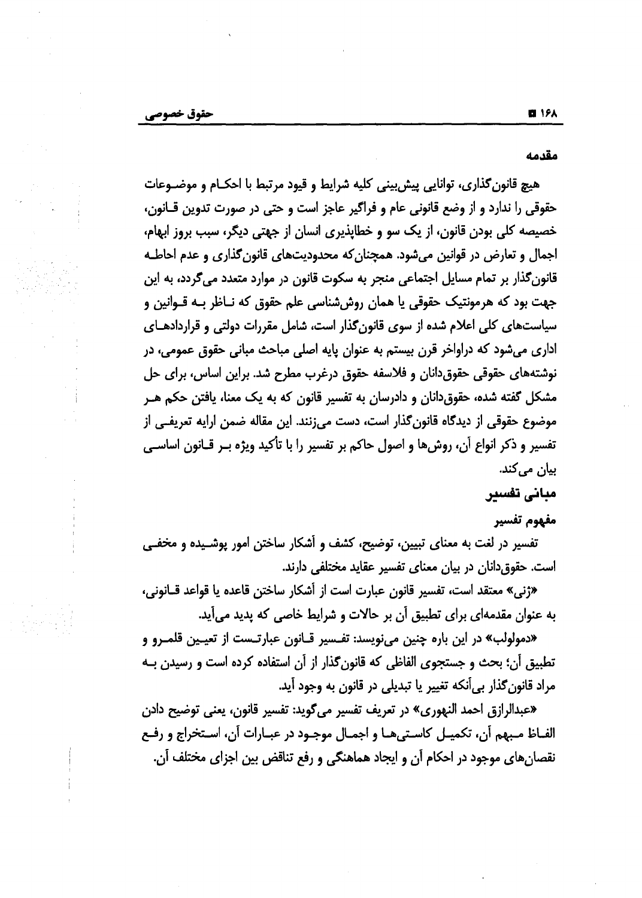## مقدمه

هیچ قانون‌گذاری، توانایی پیش‌بینی کلیه شرایط و قیود مرتبط با احکام و موضوعات حقوقی را ندارد و از وضع قانونی عام و فراگیر عاجز است و حتی در صورت تدوین قانون، خصیصه کلی بودن قانون، از یک سو و خطاپذیری انسان از جهتی دیگر، سبب بروز ابهام، اجمال و تعارض در قوانین می‌شود. همچنان‌که محدودیت‌های قانون‌گذاری و عدم احاطه قانون‌گذار بر تمام مسایل اجتماعی منجر به سکوت قانون در موارد متعدد می‌گردد، به این جهت بود که هرمونتیک حقوقی یا همان روش‌شناسی علم حقوق که ناظر به قوانین و سیاست‌های کلی اعلام شده از سوی قانون‌گذار است، شامل مقررات دولتی و قراردادهای اداری می‌شود که دراواخر قرن بیستم به عنوان پایه اصلی مباحث مبانی حقوق عمومی، در نوشته‌های حقوقی حقوق‌دانان و فلاسفه حقوق درغرب مطرح شد. براین اساس، برای حل مشکل گفته شده، حقوق‌دانان و دادرسان به تفسیر قانون که به یک معنا، یافتن حکم هر موضوع حقوقی از دیدگاه قانون‌گذار است، دست می‌زنند. این مقاله ضمن ارایه تعریفی از تفسیر و ذکر انواع آن، روش‌ها و اصول حاکم بر تفسیر را با تأکید ویژه بر قانون اساسی بیان می‌کند.

## مبانی تفسیر

### مفهوم تفسیر

تفسیر در لغت به معنای تبیین، توضیح، کشف و آشکار ساختن امور پوشیده و مخفی است. حقوق‌دانان در بیان معنای تفسیر عقاید مختلفی دارند.

«ژنی» معتقد است، تفسیر قانون عبارت است از آشکار ساختن قاعده یا قواعد قانونی، به عنوان مقدمه‌ای برای تطبیق آن بر حالات و شرایط خاصی که پدید می‌آید.

«دمولولب» در این باره چنین می‌نویسد: تفسیر قانون عبارتست از تعیین قلمرو و تطبیق آن؛ بحث و جستجوی الفاظی که قانون‌گذار از آن استفاده کرده است و رسیدن به مراد قانون‌گذار بی‌آنکه تغییر یا تبدیلی در قانون به وجود آید.

«عبدالرازق احمد النهوری» در تعریف تفسیر می‌گوید: تفسیر قانون، یعنی توضیح دادن الفاظ مبهم آن، تکمیل کاستی‌ها و اجمال موجود در عبارات آن، استخراج و رفع نقصان‌های موجود در احکام آن و ایجاد هماهنگی و رفع تناقض بین اجزای مختلف آن.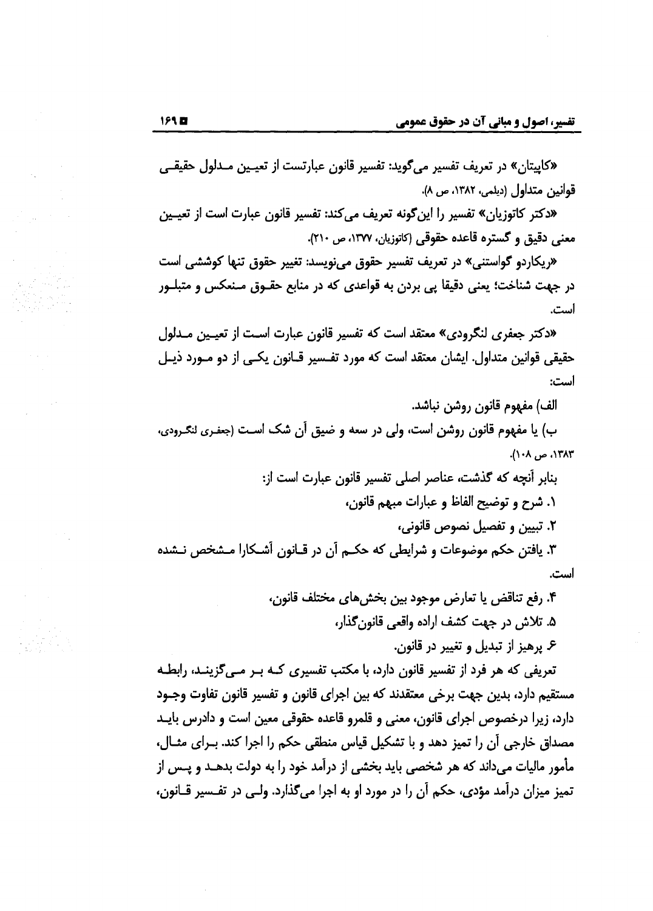«کاپیتان» در تعریف تفسیر می‌گوید: تفسیر قانون عبارتست از تعیین مدلول حقیقی قوانین متداول (دیلمی، ۱۳۸۲، ص ۸).

«دکتر کاتوزیان» تفسیر را این‌گونه تعریف می‌کند: تفسیر قانون عبارت است از تعیین معنی دقیق و گستره قاعده حقوقی (کاتوزیان، ۱۳۷۷، ص ۲۱۰).

«ریکاردو گواستنی» در تعریف تفسیر حقوق می‌نویسد: تغییر حقوق تنها کوششی است در جهت شناخت؛ یعنی دقیقا پی بردن به قواعدی که در منابع حقوق منعکس و متبلور است.

«دکتر جعفری لنگرودی» معتقد است که تفسیر قانون عبارت است از تعیین مدلول حقیقی قوانین متداول. ایشان معتقد است که مورد تفسیر قانون یکی از دو مورد ذیل است:

الف) مفهوم قانون روشن نباشد.

ب) یا مفهوم قانون روشن است، ولی در سعه و ضیق آن شک است (جعفری لنگرودی، ۱۳۸۳، ص ۱۰۸).

بنابر آنچه که گذشت، عناصر اصلی تفسیر قانون عبارت است از:

۱. شرح و توضیح الفاظ و عبارات مبهم قانون،
۲. تبیین و تفصیل نصوص قانونی،
۳. یافتن حکم موضوعات و شرایطی که حکم آن در قانون آشکارا مشخص نشده است.
۴. رفع تناقض یا تعارض موجود بین بخش‌های مختلف قانون،
۵. تلاش در جهت کشف اراده واقعی قانون‌گذار،
۶. پرهیز از تبدیل و تغییر در قانون.

تعریفی که هر فرد از تفسیر قانون دارد، با مکتب تفسیری که بر می‌گزینند، رابطه مستقیم دارد، بدین جهت برخی معتقدند که بین اجرای قانون و تفسیر قانون تفاوت وجود دارد، زیرا درخصوص اجرای قانون، معنی و قلمرو قاعده حقوقی معین است و دادرس باید مصداق خارجی آن را تمیز دهد و با تشکیل قیاس منطقی حکم را اجرا کند. برای مثال، مأمور مالیات می‌داند که هر شخصی باید بخشی از درآمد خود را به دولت بدهد و پس از تمیز میزان درآمد مؤدی، حکم آن را در مورد او به اجرا می‌گذارد. ولی در تفسیر قانون،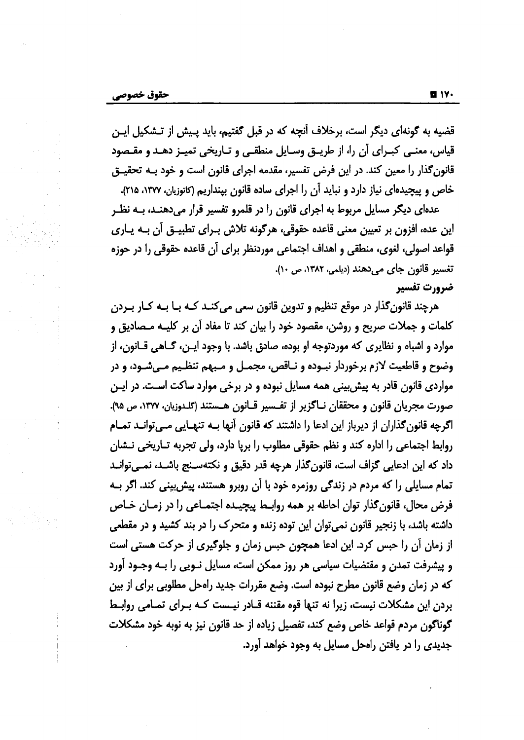قضیه به گونه‌ای دیگر است، برخلاف آنچه که در قبل گفتیم، باید پیش از تشکیل این قیاس، معنی کبرای آن را، از طریق وسایل منطقی و تاریخی تمیز دهد و مقصود قانون‌گذار را معین کند. در این فرض تفسیر، مقدمه اجرای قانون است و خود به تحقیق خاص و پیچیده‌ای نیاز دارد و نباید آن را اجرای ساده قانون بینداریم (کاتوزیان، ۱۳۷۷، ۲۱۵).

عده‌ای دیگر مسایل مربوط به اجرای قانون را در قلمرو تفسیر قرار می‌دهند، به نظر این عده، افزون بر تعیین معنی قاعده حقوقی، هرگونه تلاش برای تطبیق آن به یاری قواعد اصولی، لغوی، منطقی و اهداف اجتماعی موردنظر برای آن قاعده حقوقی را در حوزه تفسیر قانون جای می‌دهند (دیلمی، ۱۳۸۲، ص ۱۰).

**ضرورت تفسیر**

هرچند قانون‌گذار در موقع تنظیم و تدوین قانون سعی می‌کند که با به کار بردن کلمات و جملات صریح و روشن، مقصود خود را بیان کند تا مفاد آن بر کلیه مصادیق و موارد و اشباه و نظایری که موردتوجه او بوده، صادق باشد. با وجود این، گاهی قانون، از وضوح و قاطعیت لازم برخوردار نبوده و ناقص، مجمل و مبهم تنظیم می‌شود، و در مواردی قانون قادر به پیش‌بینی همه مسایل نبوده و در برخی موارد ساکت است. در این صورت مجریان قانون و محققان ناگزیر از تفسیر قانون هستند (گلدوزیان، ۱۳۷۷، ص ۹۵). اگرچه قانون‌گذاران از دیرباز این ادعا را داشتند که قانون آنها به تنهایی می‌تواند تمام روابط اجتماعی را اداره کند و نظم حقوقی مطلوب را برپا دارد، ولی تجربه تاریخی نشان داد که این ادعایی گزاف است، قانون‌گذار هرچه قدر دقیق و نکته‌سنج باشد، نمی‌تواند تمام مسایلی را که مردم در زندگی روزمره خود با آن روبرو هستند، پیش‌بینی کند. اگر به فرض محال، قانون‌گذار توان احاطه بر همه روابط پیچیده اجتماعی را در زمان خاص داشته باشد، با زنجیر قانون نمی‌توان این توده زنده و متحرک را در بند کشید و در مقطعی از زمان آن را حبس کرد. این ادعا همچون حبس زمان و جلوگیری از حرکت هستی است و پیشرفت تمدن و مقتضیات سیاسی هر روز ممکن است، مسایل نویی را به وجود آورد که در زمان وضع قانون مطرح نبوده است. وضع مقررات جدید راه‌حل مطلوبی برای از بین بردن این مشکلات نیست، زیرا نه تنها قوه مقننه قادر نیست که برای تمامی روابط گوناگون مردم قواعد خاص وضع کند، تفصیل زیاده از حد قانون نیز به نوبه خود مشکلات جدیدی را در یافتن راه‌حل مسایل به وجود خواهد آورد.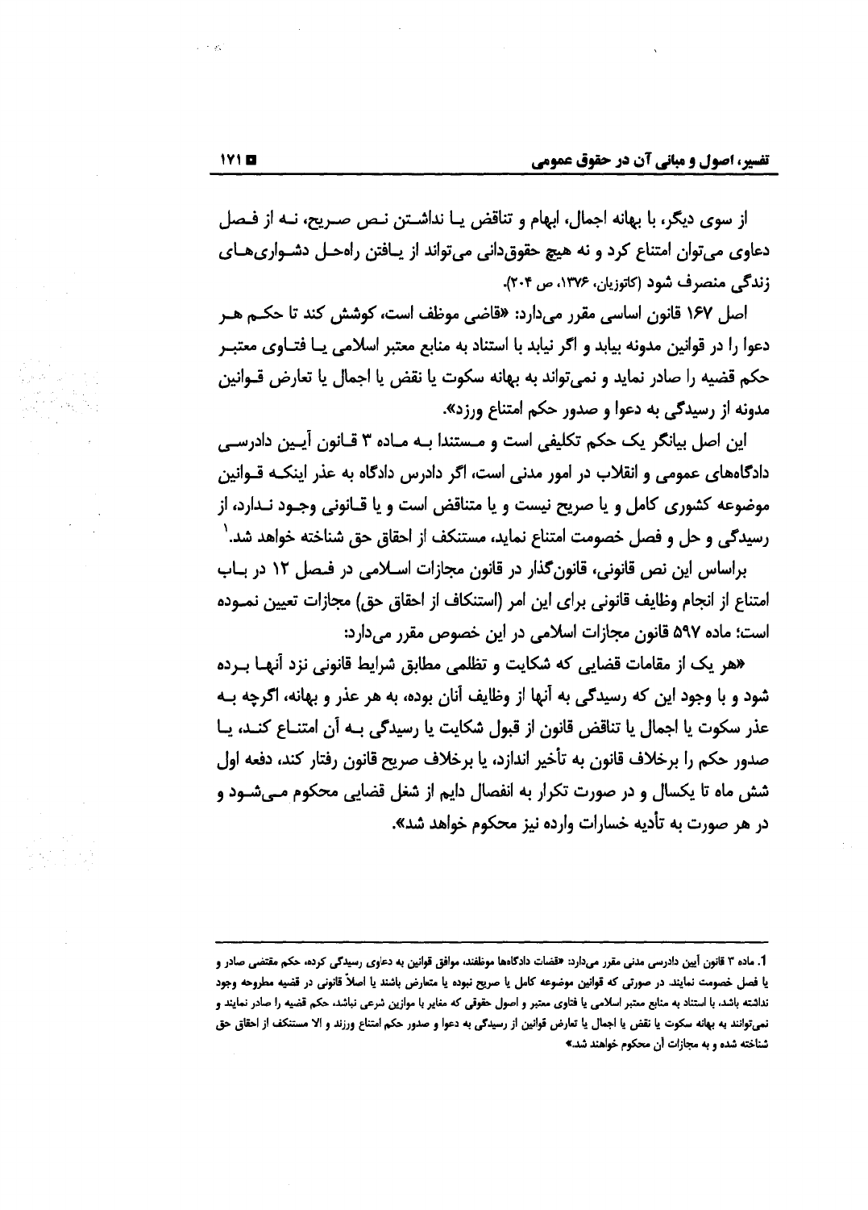از سوی دیگر، با بهانه اجمال، ابهام و تناقض یا نداشتن نص صریح، نه از فصل دعاوی می‌توان امتناع کرد و نه هیچ حقوق‌دانی می‌تواند از یافتن راه‌حل دشواری‌های زندگی منصرف شود (کاتوزیان، ۱۳۷۶، ص ۲۰۴).

اصل ۱۶۷ قانون اساسی مقرر می‌دارد: «قاضی موظف است، کوشش کند تا حکم هر دعوا را در قوانین مدونه بیابد و اگر نیابد با استناد به منابع معتبر اسلامی یا فتاوی معتبر حکم قضیه را صادر نماید و نمی‌تواند به بهانه سکوت یا نقض یا اجمال یا تعارض قوانین مدونه از رسیدگی به دعوا و صدور حکم امتناع ورزد».

این اصل بیانگر یک حکم تکلیفی است و مستندا به ماده ۳ قانون آیین دادرسی دادگاه‌های عمومی و انقلاب در امور مدنی است، اگر دادرس دادگاه به عذر اینکه قوانین موضوعه کشوری کامل و یا صریح نیست و یا متناقض است و یا قانونی وجود ندارد، از رسیدگی و حل و فصل خصومت امتناع نماید، مستنکف از احقاق حق شناخته خواهد شد.[1]

براساس این نص قانونی، قانون‌گذار در قانون مجازات اسلامی در فصل ۱۲ در باب امتناع از انجام وظایف قانونی برای این امر (استنکاف از احقاق حق) مجازات تعیین نموده است؛ ماده ۵۹۷ قانون مجازات اسلامی در این خصوص مقرر می‌دارد:

«هر یک از مقامات قضایی که شکایت و تظلمی مطابق شرایط قانونی نزد آنها برده شود و با وجود این که رسیدگی به آنها از وظایف آنان بوده، به هر عذر و بهانه، اگرچه به عذر سکوت یا اجمال یا تناقض قانون از قبول شکایت یا رسیدگی به آن امتناع کند، یا صدور حکم را برخلاف قانون به تأخیر اندازد، یا برخلاف صریح قانون رفتار کند، دفعه اول شش ماه تا یکسال و در صورت تکرار به انفصال دایم از شغل قضایی محکوم می‌شود و در هر صورت به تأدیه خسارات وارده نیز محکوم خواهد شد».

---

1. ماده ۳ قانون آیین دادرسی مدنی مقرر می‌دارد: «قضات دادگاه‌ها موظفند، موافق قوانین به دعاوی رسیدگی کرده، حکم مقتضی صادر و یا فصل خصومت نمایند. در صورتی که قوانین موضوعه کامل یا صریح نبوده یا متعارض باشند یا اصلاً قانونی در قضیه مطروحه وجود نداشته باشد، با استناد به منابع معتبر اسلامی یا فتاوی معتبر و اصول حقوقی که مغایر با موازین شرعی نباشد، حکم قضیه را صادر نمایند و نمی‌توانند به بهانه سکوت یا نقض یا اجمال یا تعارض قوانین از رسیدگی به دعوا و صدور حکم امتناع ورزند و الا مستنکف از احقاق حق شناخته شده و به مجازات آن محکوم خواهند شد.»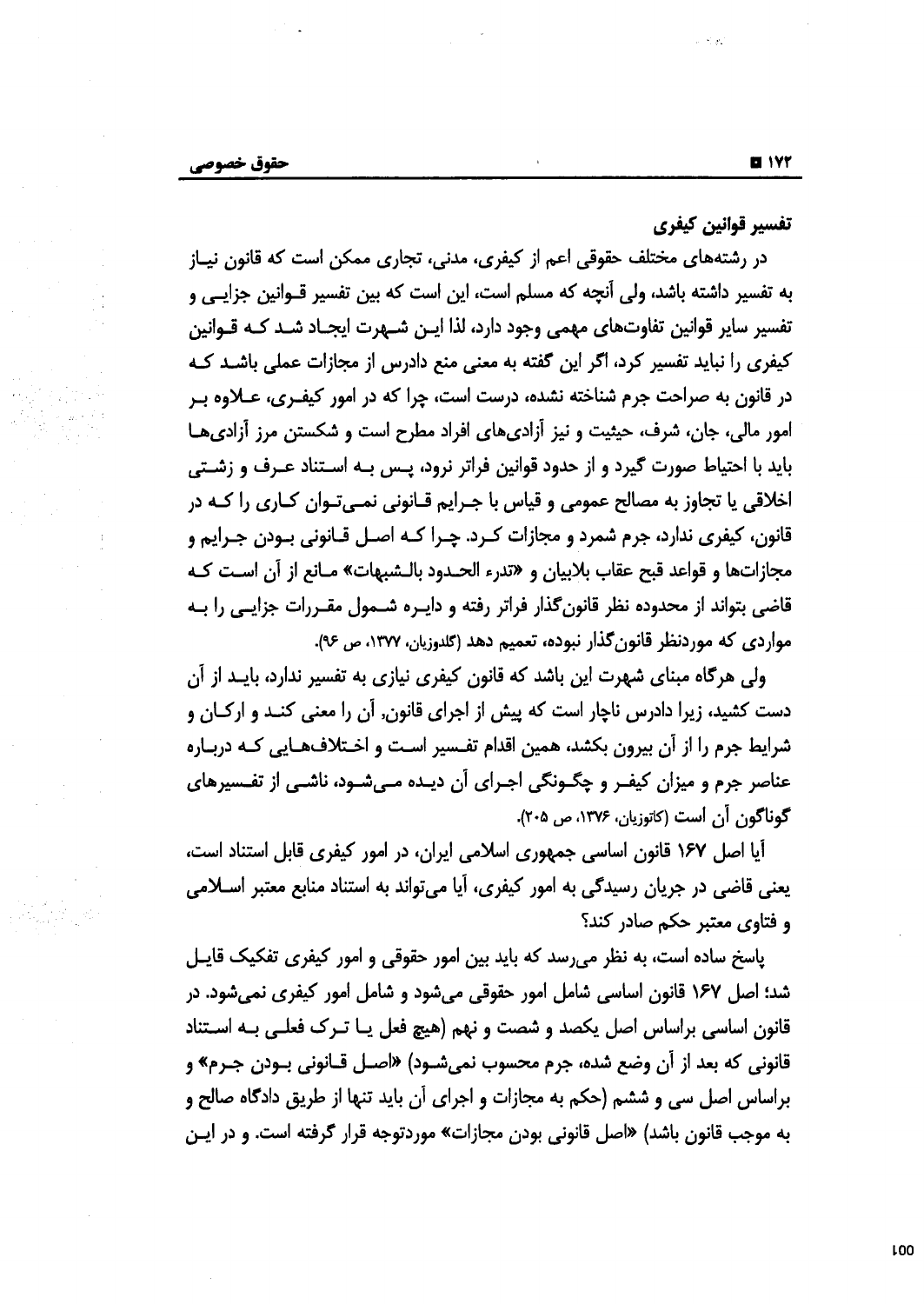### تفسیر قوانین کیفری

در رشته‌های مختلف حقوقی اعم از کیفری، مدنی، تجاری ممکن است که قانون نیاز به تفسیر داشته باشد، ولی آنچه که مسلم است، این است که بین تفسیر قوانین جزایی و تفسیر سایر قوانین تفاوت‌های مهمی وجود دارد، لذا این شهرت ایجاد شد که قوانین کیفری را نباید تفسیر کرد، اگر این گفته به معنی منع دادرس از مجازات عملی باشد که در قانون به صراحت جرم شناخته نشده، درست است، چرا که در امور کیفری، علاوه بر امور مالی، جان، شرف، حیثیت و نیز آزادی‌های افراد مطرح است و شکستن مرز آزادی‌ها باید با احتیاط صورت گیرد و از حدود قوانین فراتر نرود، پس به استناد عرف و زشتی اخلاقی یا تجاوز به مصالح عمومی و قیاس با جرایم قانونی نمی‌توان کاری را که در قانون، کیفری ندارد، جرم شمرد و مجازات کرد. چرا که اصل قانونی بودن جرایم و مجازات‌ها و قواعد قبح عقاب بلابیان و «تدرء الحدود بالشبهات» مانع از آن است که قاضی بتواند از محدوده نظر قانون‌گذار فراتر رفته و دایره شمول مقررات جزایی را به مواردی که موردنظر قانون‌گذار نبوده، تعمیم دهد (گلدوزیان، ۱۳۷۷، ص ۹۶).

ولی هرگاه مبنای شهرت این باشد که قانون کیفری نیازی به تفسیر ندارد، باید از آن دست کشید، زیرا دادرس ناچار است که پیش از اجرای قانون، آن را معنی کند و ارکان و شرایط جرم را از آن بیرون بکشد، همین اقدام تفسیر است و اختلاف‌هایی که درباره عناصر جرم و میزان کیفر و چگونگی اجرای آن دیده می‌شود، ناشی از تفسیرهای گوناگون آن است (کاتوزیان، ۱۳۷۶، ص ۲۰۵).

آیا اصل ۱۶۷ قانون اساسی جمهوری اسلامی ایران، در امور کیفری قابل استناد است، یعنی قاضی در جریان رسیدگی به امور کیفری، آیا می‌تواند به استناد منابع معتبر اسلامی و فتاوی معتبر حکم صادر کند؟

پاسخ ساده است، به نظر می‌رسد که باید بین امور حقوقی و امور کیفری تفکیک قایل شد؛ اصل ۱۶۷ قانون اساسی شامل امور حقوقی می‌شود و شامل امور کیفری نمی‌شود. در قانون اساسی براساس اصل یکصد و شصت و نهم (هیچ فعل یا ترک فعلی به استناد قانونی که بعد از آن وضع شده، جرم محسوب نمی‌شود) «اصل قانونی بودن جرم» و براساس اصل سی و ششم (حکم به مجازات و اجرای آن باید تنها از طریق دادگاه صالح و به موجب قانون باشد) «اصل قانونی بودن مجازات» موردتوجه قرار گرفته است. و در این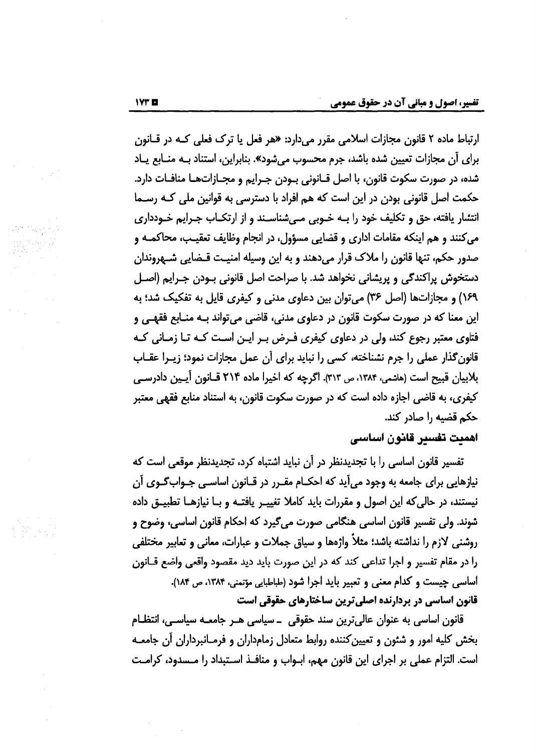ارتباط ماده ۲ قانون مجازات اسلامی مقرر می‌دارد: «هر فعل یا ترک فعلی که در قانون برای آن مجازات تعیین شده باشد، جرم محسوب می‌شود». بنابراین، استناد به منابع یاد شده، در صورت سکوت قانون، با اصل قانونی بودن جرایم و مجازات‌ها منافات دارد. حکمت اصل قانونی بودن در این است که هم افراد با دسترسی به قوانین ملی که رسما انتشار یافته، حق و تکلیف خود را به خوبی می‌شناسند و از ارتکاب جرایم خودداری می‌کنند و هم اینکه مقامات اداری و قضایی مسؤول، در انجام وظایف تعقیب، محاکمه و صدور حکم، تنها قانون را ملاک قرار می‌دهند و به این وسیله امنیت قضایی شهروندان دستخوش پراکندگی و پریشانی نخواهد شد. با صراحت اصل قانونی بودن جرایم (اصل ۱۶۹) و مجازات‌ها (اصل ۳۶) می‌توان بین دعاوی مدنی و کیفری قایل به تفکیک شد؛ به این معنا که در صورت سکوت قانون در دعاوی مدنی، قاضی می‌تواند به منابع فقهی و فتاوی معتبر رجوع کند، ولی در دعاوی کیفری فرض بر این است که تا زمانی که قانون‌گذار عملی را جرم نشناخته، کسی را نباید برای آن عمل مجازات نمود؛ زیرا عقاب بلابیان قبیح است (هاشمی، ۱۳۸۴، ص ۳۱۳). اگرچه که اخیرا ماده ۲۱۴ قانون آیین دادرسی کیفری، به قاضی اجازه داده است که در صورت سکوت قانون، به استناد منابع فقهی معتبر حکم قضیه را صادر کند.

### اهمیت تفسیر قانون اساسی

تفسیر قانون اساسی را با تجدیدنظر در آن نباید اشتباه کرد، تجدیدنظر موقعی است که نیازهایی برای جامعه به وجود می‌آید که احکام مقرر در قانون اساسی جواب‌گوی آن نیستند، در حالی‌که این اصول و مقررات باید کاملا تغییر یافته و با نیازها تطبیق داده شوند. ولی تفسیر قانون اساسی هنگامی صورت می‌گیرد که احکام قانون اساسی، وضوح و روشنی لازم را نداشته باشد؛ مثلاً واژه‌ها و سیاق جملات و عبارات، معانی و تعابیر مختلفی را در مقام تفسیر و اجرا تداعی کند که در این صورت باید دید مقصود واقعی واضع قانون اساسی چیست و کدام معنی و تعبیر باید اجرا شود (طباطبایی مؤتمنی، ۱۳۸۴، ص ۱۸۴).

### قانون اساسی در بردارنده اصلی‌ترین ساختارهای حقوقی است

قانون اساسی به عنوان عالی‌ترین سند حقوقی ـ سیاسی هر جامعه سیاسی، انتظام بخش کلیه امور و شئون و تعیین‌کننده روابط متعادل زمامداران و فرمانبرداران آن جامعه است. التزام عملی بر اجرای این قانون مهم، ابواب و منافذ استبداد را مسدود، کرامت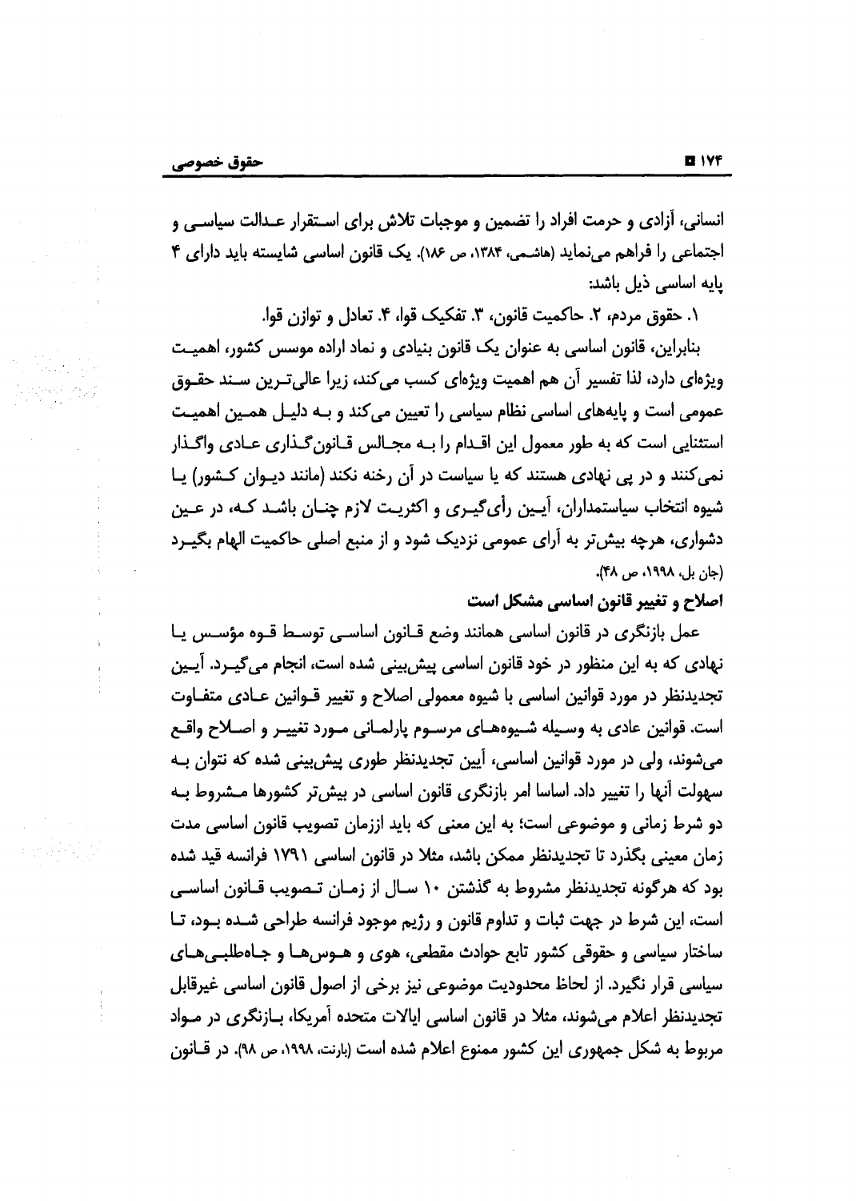انسانی، آزادی و حرمت افراد را تضمین و موجبات تلاش برای استقرار عدالت سیاسی و اجتماعی را فراهم می‌نماید (هاشمی، ۱۳۸۴، ص ۱۸۶). یک قانون اساسی شایسته باید دارای ۴ پایه اساسی ذیل باشد:

۱. حقوق مردم، ۲. حاکمیت قانون، ۳. تفکیک قوا، ۴. تعادل و توازن قوا.

بنابراین، قانون اساسی به عنوان یک قانون بنیادی و نماد اراده موسس کشور، اهمیت ویژه‌ای دارد، لذا تفسیر آن هم اهمیت ویژه‌ای کسب می‌کند، زیرا عالی‌ترین سند حقوق عمومی است و پایه‌های اساسی نظام سیاسی را تعیین می‌کند و به دلیل همین اهمیت استثنایی است که به طور معمول این اقدام را به مجالس قانون‌گذاری عادی واگذار نمی‌کنند و در پی نهادی هستند که یا سیاست در آن رخنه نکند (مانند دیوان کشور) یا شیوه انتخاب سیاستمداران، آیین رأی‌گیری و اکثریت لازم چنان باشد که، در عین دشواری، هرچه بیش‌تر به آرای عمومی نزدیک شود و از منبع اصلی حاکمیت الهام بگیرد (جان بل، ۱۹۹۸، ص ۴۸).

**اصلاح و تغییر قانون اساسی مشکل است**

عمل بازنگری در قانون اساسی همانند وضع قانون اساسی توسط قوه مؤسس یا نهادی که به این منظور در خود قانون اساسی پیش‌بینی شده است، انجام می‌گیرد. آیین تجدیدنظر در مورد قوانین اساسی با شیوه معمولی اصلاح و تغییر قوانین عادی متفاوت است. قوانین عادی به وسیله شیوه‌های مرسوم پارلمانی مورد تغییر و اصلاح واقع می‌شوند، ولی در مورد قوانین اساسی، آیین تجدیدنظر طوری پیش‌بینی شده که نتوان به سهولت آنها را تغییر داد. اساسا امر بازنگری قانون اساسی در بیش‌تر کشورها مشروط به دو شرط زمانی و موضوعی است؛ به این معنی که باید اززمان تصویب قانون اساسی مدت زمان معینی بگذرد تا تجدیدنظر ممکن باشد، مثلا در قانون اساسی ۱۷۹۱ فرانسه قید شده بود که هرگونه تجدیدنظر مشروط به گذشتن ۱۰ سال از زمان تصویب قانون اساسی است، این شرط در جهت ثبات و تداوم قانون و رژیم موجود فرانسه طراحی شده بود، تا ساختار سیاسی و حقوقی کشور تابع حوادث مقطعی، هوی و هوس‌ها و جاه‌طلبی‌های سیاسی قرار نگیرد. از لحاظ محدودیت موضوعی نیز برخی از اصول قانون اساسی غیرقابل تجدیدنظر اعلام می‌شوند، مثلا در قانون اساسی ایالات متحده آمریکا، بازنگری در مواد مربوط به شکل جمهوری این کشور ممنوع اعلام شده است (بارنت، ۱۹۹۸، ص ۹۸). در قانون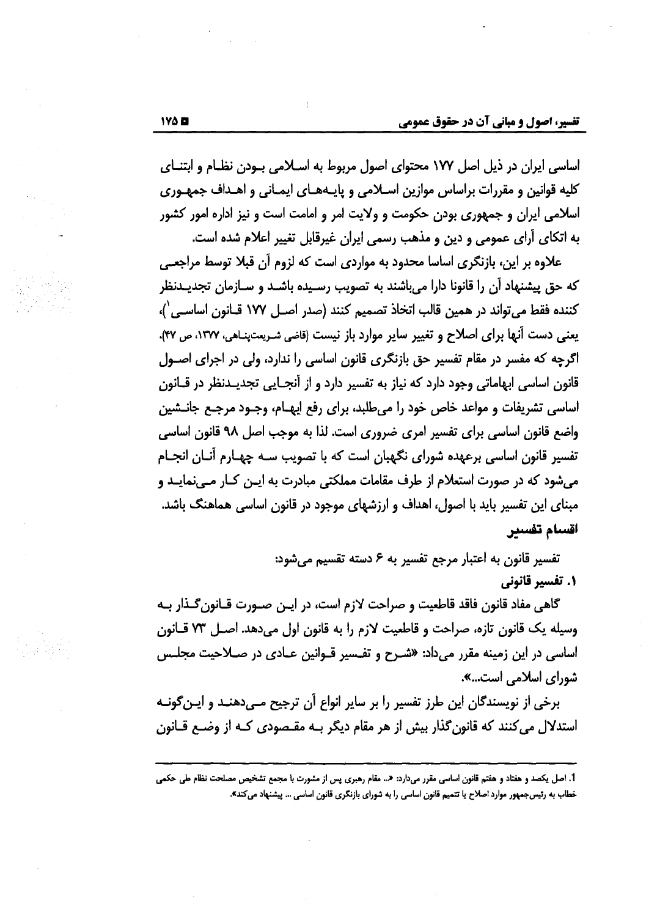اساسی ایران در ذیل اصل ۱۷۷ محتوای اصول مربوط به اسلامی بودن نظام و ابتنای کلیه قوانین و مقررات براساس موازین اسلامی و پایه‌های ایمانی و اهداف جمهوری اسلامی ایران و جمهوری بودن حکومت و ولایت امر و امامت است و نیز اداره امور کشور به اتکای آرای عمومی و دین و مذهب رسمی ایران غیرقابل تغییر اعلام شده است.

علاوه بر این، بازنگری اساسا محدود به مواردی است که لزوم آن قبلا توسط مراجعی که حق پیشنهاد آن را قانونا دارا می‌باشند به تصویب رسیده باشد و سازمان تجدیدنظر کننده فقط می‌تواند در همین قالب اتخاذ تصمیم کنند (صدر اصل ۱۷۷ قانون اساسی[1])، یعنی دست آنها برای اصلاح و تغییر سایر موارد باز نیست (قاضی شریعت‌پناهی، ۱۳۷۷، ص ۴۷). اگرچه که مفسر در مقام تفسیر حق بازنگری قانون اساسی را ندارد، ولی در اجرای اصول قانون اساسی ابهاماتی وجود دارد که نیاز به تفسیر دارد و از آنجایی تجدیدنظر در قانون اساسی تشریفات و مواعد خاص خود را می‌طلبد، برای رفع ابهام، وجود مرجع جانشین واضع قانون اساسی برای تفسیر امری ضروری است. لذا به موجب اصل ۹۸ قانون اساسی تفسیر قانون اساسی برعهده شورای نگهبان است که با تصویب سه چهارم آنان انجام می‌شود که در صورت استعلام از طرف مقامات مملکتی مبادرت به این کار می‌نماید و مبنای این تفسیر باید با اصول، اهداف و ارزشهای موجود در قانون اساسی هماهنگ باشد.

### اقسام تفسیر

تفسیر قانون به اعتبار مرجع تفسیر به ۶ دسته تقسیم می‌شود:

#### ۱. تفسیر قانونی

گاهی مفاد قانون فاقد قاطعیت و صراحت لازم است، در این صورت قانون‌گذار به وسیله یک قانون تازه، صراحت و قاطعیت لازم را به قانون اول می‌دهد. اصل ۷۳ قانون اساسی در این زمینه مقرر می‌داد: «شرح و تفسیر قوانین عادی در صلاحیت مجلس شورای اسلامی است...».

برخی از نویسندگان این طرز تفسیر را بر سایر انواع آن ترجیح می‌دهند و این‌گونه استدلال می‌کنند که قانون‌گذار بیش از هر مقام دیگر به مقصودی که از وضع قانون

---

1. اصل یکصد و هفتاد و هفتم قانون اساسی مقرر می‌دارد: «... مقام رهبری پس از مشورت با مجمع تشخیص مصلحت نظام طی حکمی خطاب به رئیس‌جمهور موارد اصلاح یا تتمیم قانون اساسی را به شورای بازنگری قانون اساسی ... پیشنهاد می‌کند».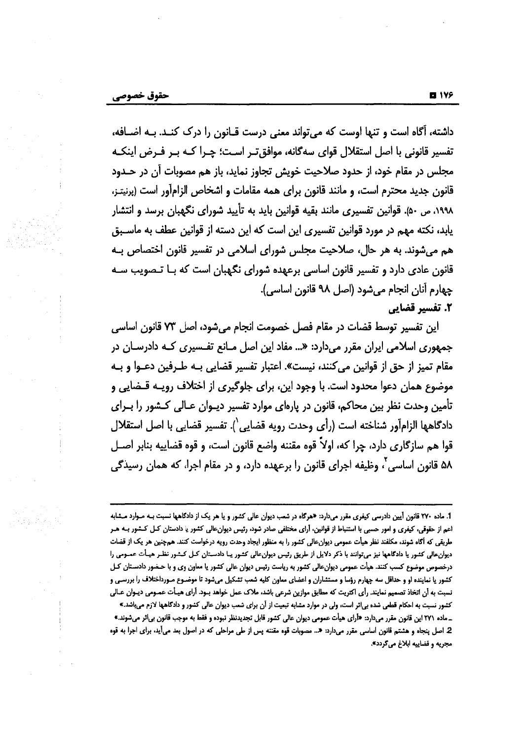داشته، آگاه است و تنها اوست که می‌تواند معنی درست قانون را درک کند. به اضافه، تفسیر قانونی با اصل استقلال قوای سه‌گانه، موافق‌تر است؛ چرا که بر فرض اینکه مجلس در مقام خود، از حدود صلاحیت خویش تجاوز نماید، باز هم مصوبات آن در حدود قانون جدید محترم است، و مانند قانون برای همه مقامات و اشخاص الزام‌آور است (برنیتز، ۱۹۹۸، ص ۵۰). قوانین تفسیری مانند بقیه قوانین باید به تأیید شورای نگهبان برسد و انتشار یابد، نکته مهم در مورد قوانین تفسیری این است که این دسته از قوانین عطف به ماسبق هم می‌شوند. به هر حال، صلاحیت مجلس شورای اسلامی در تفسیر قانون اختصاص به قانون عادی دارد و تفسیر قانون اساسی برعهده شورای نگهبان است که با تصویب سه چهارم آنان انجام می‌شود (اصل ۹۸ قانون اساسی).

### ۲. تفسیر قضایی

این تفسیر توسط قضات در مقام فصل خصومت انجام می‌شود، اصل ۷۳ قانون اساسی جمهوری اسلامی ایران مقرر می‌دارد: «... مفاد این اصل مانع تفسیری که دادرسان در مقام تمیز از حق از قوانین می‌کنند، نیست». اعتبار تفسیر قضایی به طرفین دعوا و به موضوع همان دعوا محدود است. با وجود این، برای جلوگیری از اختلاف رویه قضایی و تأمین وحدت نظر بین محاکم، قانون در پاره‌ای موارد تفسیر دیوان عالی کشور را برای دادگاهها الزام‌آور شناخته است (رأی وحدت رویه قضایی[1]). تفسیر قضایی با اصل استقلال قوا هم سازگاری دارد، چرا که، اولاً قوه مقننه واضع قانون است، و قوه قضاییه بنابر اصل ۵۸ قانون اساسی[2]، وظیفه اجرای قانون را برعهده دارد، و در مقام اجرا، که همان رسیدگی

---

1. ماده ۲۷۰ قانون آیین دادرسی کیفری مقرر می‌دارد: «هرگاه در شعب دیوان عالی کشور و یا هر یک از دادگاهها نسبت به موارد مشابه اعم از حقوقی، کیفری و امور حسبی با استنباط از قوانین، آرای مختلفی صادر شود، رئیس دیوان‌عالی کشور یا دادستان کل کشور به هر طریقی که آگاه شوند، مکلفند نظر هیأت عمومی دیوان‌عالی کشور را به منظور ایجاد وحدت رویه درخواست کنند. همچنین هر یک از قضات دیوان‌عالی کشور یا دادگاهها نیز می‌توانند با ذکر دلایل از طریق رئیس دیوان‌عالی کشور یا دادستان کل کشور نظر هیأت عمومی را درخصوص موضوع کسب کنند. هیأت عمومی دیوان‌عالی کشور به ریاست رئیس دیوان عالی کشور یا معاون وی و با حضور دادستان کل کشور یا نماینده او و حداقل سه چهارم رؤسا و مستشاران و اعضای معاون کلیه شعب تشکیل می‌شود تا موضوع مورداختلاف را بررسی و نسبت به آن اتخاذ تصمیم نمایند. رأی اکثریت که مطابق موازین شرعی باشد، ملاک عمل خواهد بود. آرای هیأت عمومی دیوان عالی کشور نسبت به احکام قطعی شده بی‌اثر است، ولی در موارد مشابه تبعیت از آن برای شعب دیوان عالی کشور و دادگاهها لازم می‌باشد.»

ـ ماده ۲۷۱ این قانون مقرر می‌دارد: «آرای هیأت عمومی دیوان عالی کشور قابل تجدیدنظر نبوده و فقط به موجب قانون بی‌اثر می‌شوند.»

2. اصل پنجاه و هشتم قانون اساسی مقرر می‌دارد: «... مصوبات قوه مقننه پس از طی مراحلی که در اصول بعد می‌آید، برای اجرا به قوه مجریه و قضاییه ابلاغ می‌گردد».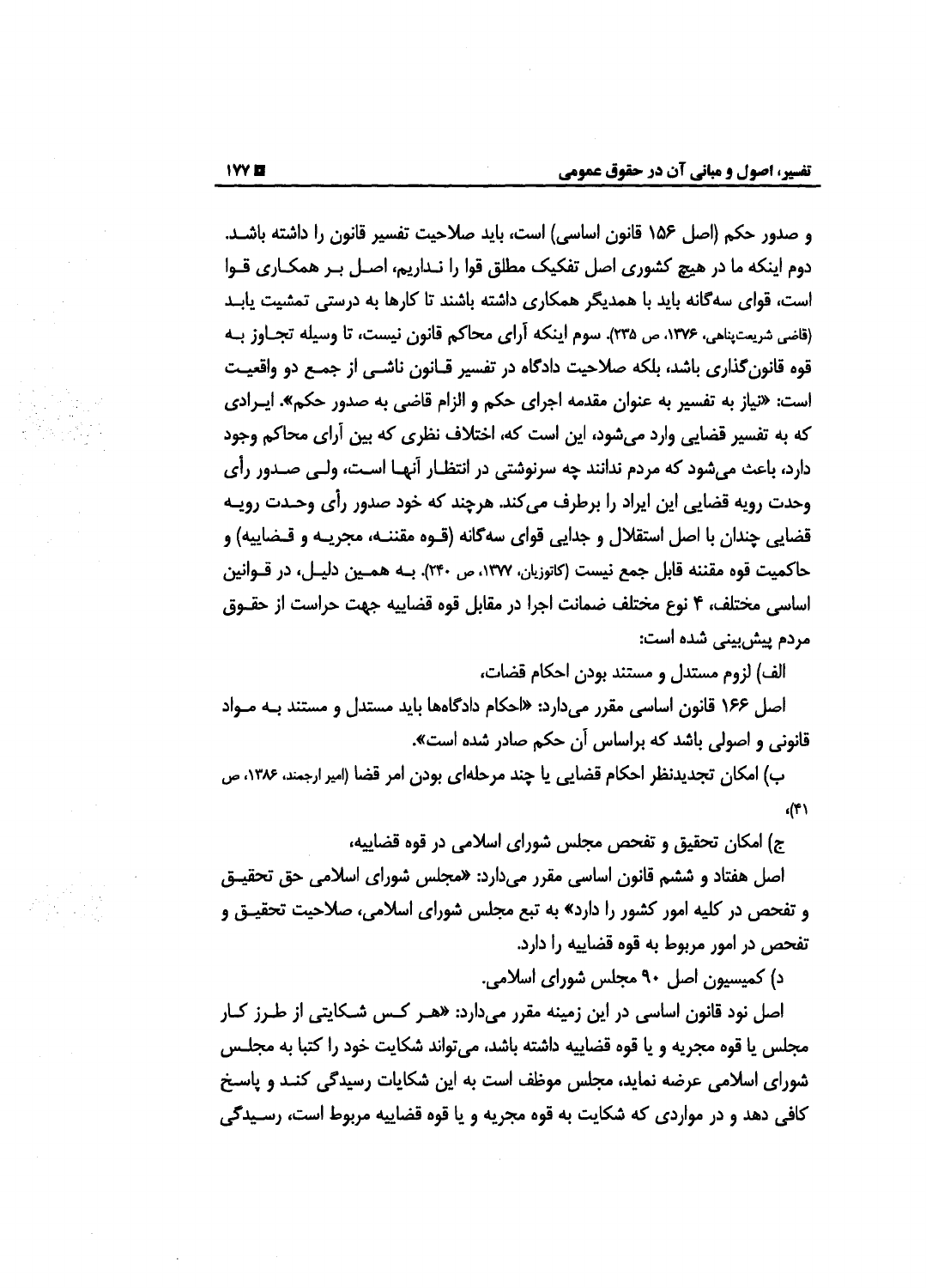و صدور حکم (اصل ۱۵۶ قانون اساسی) است، باید صلاحیت تفسیر قانون را داشته باشد. دوم اینکه ما در هیچ کشوری اصل تفکیک مطلق قوا را نداریم، اصل بر همکاری قوا است، قوای سه‌گانه باید با همدیگر همکاری داشته باشند تا کارها به درستی تمشیت یابد (قاضی شریعت‌پناهی، ۱۳۷۶، ص ۲۳۵). سوم اینکه آرای محاکم قانون نیست، تا وسیله تجاوز به قوه قانون‌گذاری باشد، بلکه صلاحیت دادگاه در تفسیر قانون ناشی از جمع دو واقعیت است: «نیاز به تفسیر به عنوان مقدمه اجرای حکم و الزام قاضی به صدور حکم». ایرادی که به تفسیر قضایی وارد می‌شود، این است که، اختلاف نظری که بین آرای محاکم وجود دارد، باعث می‌شود که مردم ندانند چه سرنوشتی در انتظار آنها است، ولی صدور رأی وحدت رویه قضایی این ایراد را برطرف می‌کند. هرچند که خود صدور رأی وحدت رویه قضایی چندان با اصل استقلال و جدایی قوای سه‌گانه (قوه مقننه، مجریه و قضاییه) و حاکمیت قوه مقننه قابل جمع نیست (کاتوزیان، ۱۳۷۷، ص ۲۴۰). به همین دلیل، در قوانین اساسی مختلف، ۴ نوع مختلف ضمانت اجرا در مقابل قوه قضاییه جهت حراست از حقوق مردم پیش‌بینی شده است:

الف) لزوم مستدل و مستند بودن احکام قضات،

اصل ۱۶۶ قانون اساسی مقرر می‌دارد: «احکام دادگاه‌ها باید مستدل و مستند به مواد قانونی و اصولی باشد که براساس آن حکم صادر شده است».

ب) امکان تجدیدنظر احکام قضایی یا چند مرحله‌ای بودن امر قضا (امیر ارجمند، ۱۳۸۶، ص ۴۱)،

ج) امکان تحقیق و تفحص مجلس شورای اسلامی در قوه قضاییه،

اصل هفتاد و ششم قانون اساسی مقرر می‌دارد: «مجلس شورای اسلامی حق تحقیق و تفحص در کلیه امور کشور را دارد» به تبع مجلس شورای اسلامی، صلاحیت تحقیق و تفحص در امور مربوط به قوه قضاییه را دارد.

د) کمیسیون اصل ۹۰ مجلس شورای اسلامی.

اصل نود قانون اساسی در این زمینه مقرر می‌دارد: «هر کس شکایتی از طرز کار مجلس یا قوه مجریه و یا قوه قضاییه داشته باشد، می‌تواند شکایت خود را کتبا به مجلس شورای اسلامی عرضه نماید، مجلس موظف است به این شکایات رسیدگی کند و پاسخ کافی دهد و در مواردی که شکایت به قوه مجریه و یا قوه قضاییه مربوط است، رسیدگی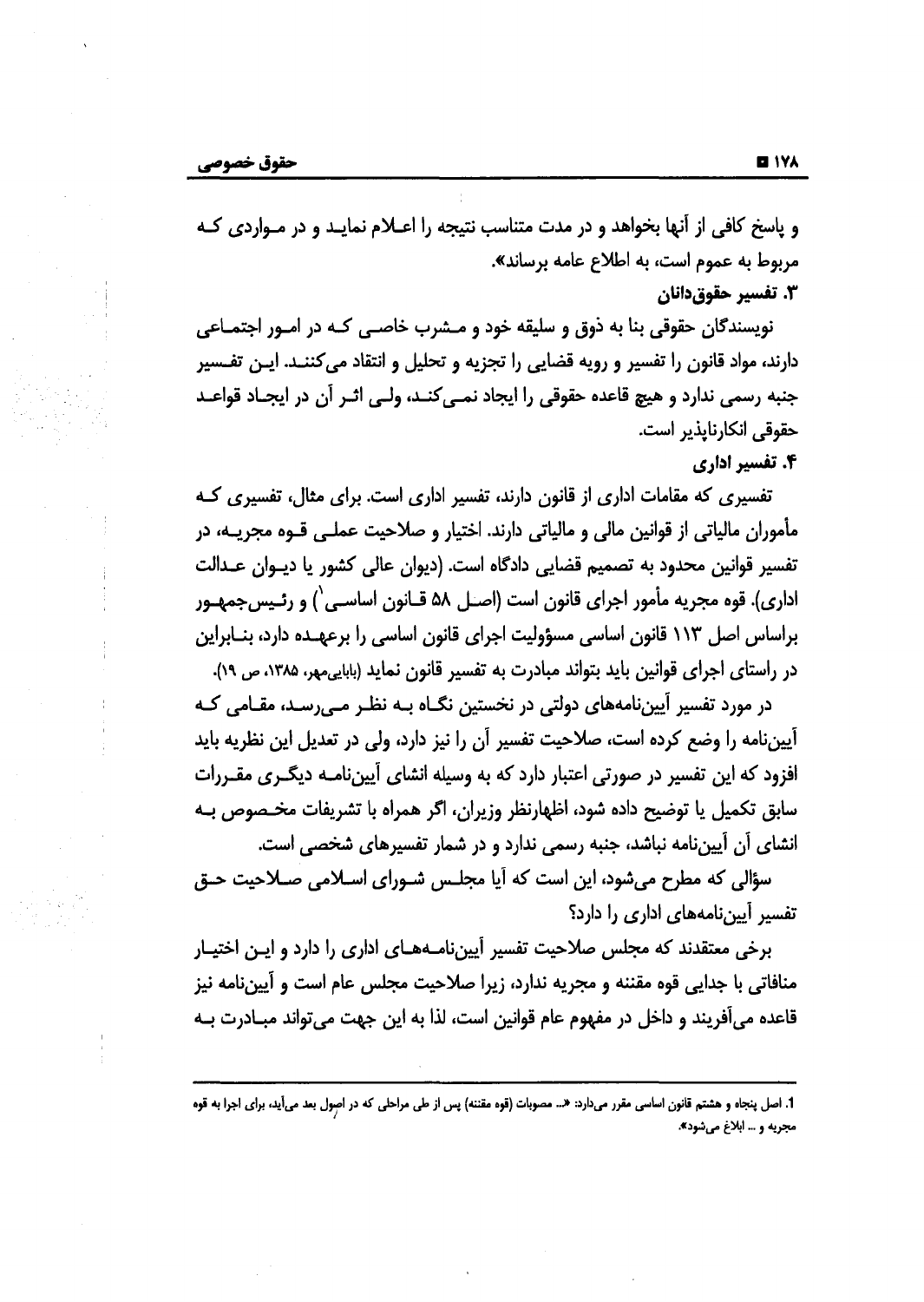و پاسخ کافی از آنها بخواهد و در مدت متناسب نتیجه را اعلام نماید و در مواردی که مربوط به عموم است، به اطلاع عامه برساند».

### ۳. تفسیر حقوق‌دانان

نویسندگان حقوقی بنا به ذوق و سلیقه خود و مشرب خاصی که در امور اجتماعی دارند، مواد قانون را تفسیر و رویه قضایی را تجزیه و تحلیل و انتقاد می‌کنند. این تفسیر جنبه رسمی ندارد و هیچ قاعده حقوقی را ایجاد نمی‌کند، ولی اثر آن در ایجاد قواعد حقوقی انکارناپذیر است.

### ۴. تفسیر اداری

تفسیری که مقامات اداری از قانون دارند، تفسیر اداری است. برای مثال، تفسیری که مأموران مالیاتی از قوانین مالی و مالیاتی دارند. اختیار و صلاحیت عملی قوه مجریه، در تفسیر قوانین محدود به تصمیم قضایی دادگاه است. (دیوان عالی کشور یا دیوان عدالت اداری). قوه مجریه مأمور اجرای قانون است (اصل ۵۸ قانون اساسی[1]) و رئیس‌جمهور براساس اصل ۱۱۳ قانون اساسی مسؤولیت اجرای قانون اساسی را برعهده دارد، بنابراین در راستای اجرای قوانین باید بتواند مبادرت به تفسیر قانون نماید (بابایی‌مهر، ۱۳۸۵، ص ۱۹).

در مورد تفسیر آیین‌نامه‌های دولتی در نخستین نگاه به نظر می‌رسد، مقامی که آیین‌نامه را وضع کرده است، صلاحیت تفسیر آن را نیز دارد، ولی در تعدیل این نظریه باید افزود که این تفسیر در صورتی اعتبار دارد که به وسیله انشای آیین‌نامه دیگری مقررات سابق تکمیل یا توضیح داده شود، اظهارنظر وزیران، اگر همراه با تشریفات مخصوص به انشای آن آیین‌نامه نباشد، جنبه رسمی ندارد و در شمار تفسیرهای شخصی است.

سؤالی که مطرح می‌شود، این است که آیا مجلس شورای اسلامی صلاحیت حق تفسیر آیین‌نامه‌های اداری را دارد؟

برخی معتقدند که مجلس صلاحیت تفسیر آیین‌نامه‌های اداری را دارد و این اختیار منافاتی با جدایی قوه مقننه و مجریه ندارد، زیرا صلاحیت مجلس عام است و آیین‌نامه نیز قاعده می‌آفریند و داخل در مفهوم عام قوانین است، لذا به این جهت می‌تواند مبادرت به

---

[1] اصل پنجاه و هشتم قانون اساسی مقرر می‌دارد: «... مصوبات (قوه مقننه) پس از طی مراحلی که در اصول بعد می‌آید، برای اجرا به قوه مجریه و ... ابلاغ می‌شود».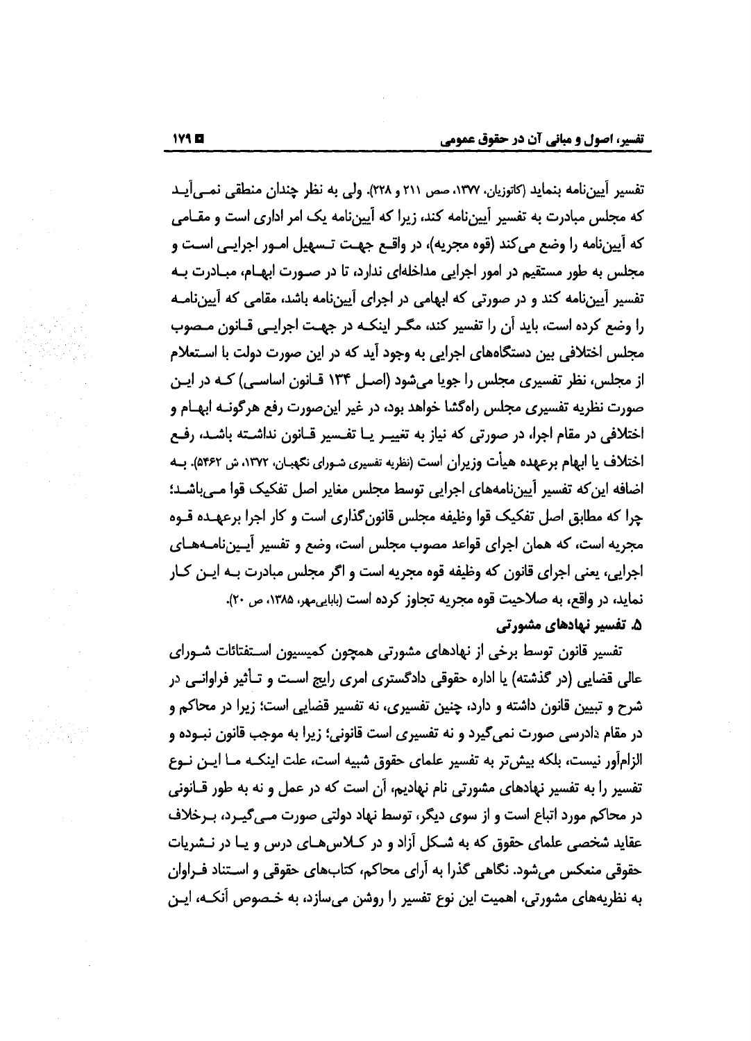تفسیر آیین‌نامه بنماید (کاتوزیان، ۱۳۷۷، صص ۲۱۱ و ۲۲۸). ولی به نظر چندان منطقی نمی‌آید که مجلس مبادرت به تفسیر آیین‌نامه کند، زیرا که آیین‌نامه یک امر اداری است و مقامی که آیین‌نامه را وضع می‌کند (قوه مجریه)، در واقع جهت تسهیل امور اجرایی است و مجلس به طور مستقیم در امور اجرایی مداخله‌ای ندارد، تا در صورت ابهام، مبادرت به تفسیر آیین‌نامه کند و در صورتی که ابهامی در اجرای آیین‌نامه باشد، مقامی که آیین‌نامه را وضع کرده است، باید آن را تفسیر کند، مگر اینکه در جهت اجرایی قانون مصوب مجلس اختلافی بین دستگاه‌های اجرایی به وجود آید که در این صورت دولت با استعلام از مجلس، نظر تفسیری مجلس را جویا می‌شود (اصل ۱۳۴ قانون اساسی) که در این صورت نظریه تفسیری مجلس راه‌گشا خواهد بود، در غیر این‌صورت رفع هرگونه ابهام و اختلافی در مقام اجرا، در صورتی که نیاز به تغییر یا تفسیر قانون نداشته باشد، رفع اختلاف یا ابهام برعهده هیأت وزیران است (نظریه تفسیری شورای نگهبان، ۱۳۷۲، ش ۵۴۶۲). به اضافه این‌که تفسیر آیین‌نامه‌های اجرایی توسط مجلس مغایر اصل تفکیک قوا می‌باشد؛ چرا که مطابق اصل تفکیک قوا وظیفه مجلس قانون‌گذاری است و کار اجرا برعهده قوه مجریه است، که همان اجرای قواعد مصوب مجلس است، وضع و تفسیر آیین‌نامه‌های اجرایی، یعنی اجرای قانون که وظیفه قوه مجریه است و اگر مجلس مبادرت به این کار نماید، در واقع، به صلاحیت قوه مجریه تجاوز کرده است (بابایی‌مهر، ۱۳۸۵، ص ۲۰).

### ۵. تفسیر نهادهای مشورتی

تفسیر قانون توسط برخی از نهادهای مشورتی همچون کمیسیون استفتائات شورای عالی قضایی (در گذشته) یا اداره حقوقی دادگستری امری رایج است و تأثیر فراوانی در شرح و تبیین قانون داشته و دارد، چنین تفسیری، نه تفسیر قضایی است؛ زیرا در محاکم و در مقام دادرسی صورت نمی‌گیرد و نه تفسیری است قانونی؛ زیرا به موجب قانون نبوده و الزام‌آور نیست، بلکه بیش‌تر به تفسیر علمای حقوق شبیه است، علت اینکه ما این نوع تفسیر را به تفسیر نهادهای مشورتی نام نهادیم، آن است که در عمل و نه به طور قانونی در محاکم مورد اتباع است و از سوی دیگر، توسط نهاد دولتی صورت می‌گیرد، برخلاف عقاید شخصی علمای حقوق که به شکل آزاد و در کلاس‌های درس و یا در نشریات حقوقی منعکس می‌شود. نگاهی گذرا به آرای محاکم، کتاب‌های حقوقی و استناد فراوان به نظریه‌های مشورتی، اهمیت این نوع تفسیر را روشن می‌سازد، به خصوص آنکه، این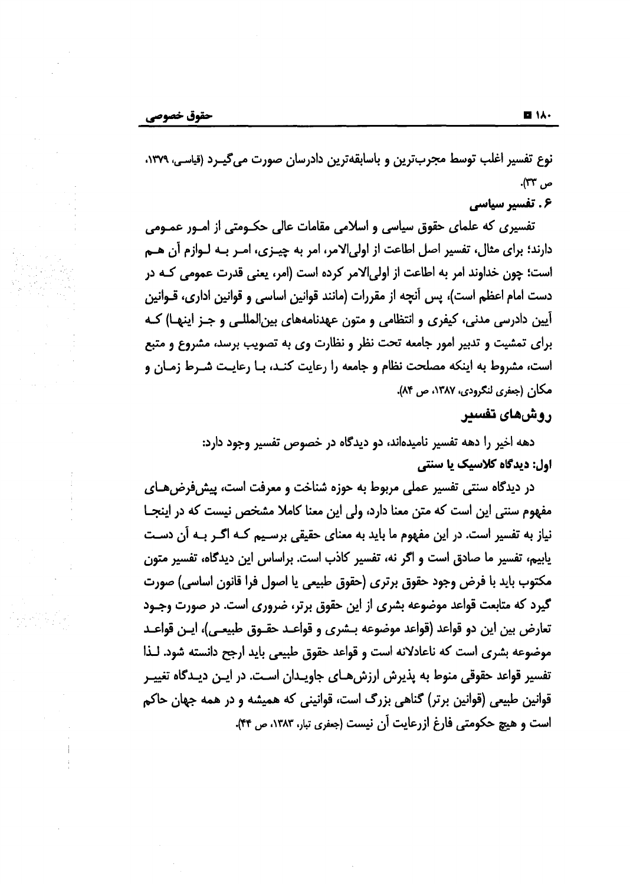نوع تفسیر اغلب توسط مجرب‌ترین و باسابقه‌ترین دادرسان صورت می‌گیرد (قیاسی، ۱۳۷۹، ص ۳۳).

**۶. تفسیر سیاسی**

تفسیری که علمای حقوق سیاسی و اسلامی مقامات عالی حکومتی از امور عمومی دارند؛ برای مثال، تفسیر اصل اطاعت از اولی‌الامر، امر به چیزی، امر به لوازم آن هم است؛ چون خداوند امر به اطاعت از اولی‌الامر کرده است (امر، یعنی قدرت عمومی که در دست امام اعظم است)، پس آنچه از مقررات (مانند قوانین اساسی و قوانین اداری، قوانین آیین دادرسی مدنی، کیفری و انتظامی و متون عهدنامه‌های بین‌المللی و جز اینها) که برای تمشیت و تدبیر امور جامعه تحت نظر و نظارت وی به تصویب برسد، مشروع و متبع است، مشروط به اینکه مصلحت نظام و جامعه را رعایت کند، با رعایت شرط زمان و مکان (جعفری لنگرودی، ۱۳۸۷، ص ۸۴).

## روش‌های تفسیر

دهه اخیر را دهه تفسیر نامیده‌اند، دو دیدگاه در خصوص تفسیر وجود دارد:

**اول: دیدگاه کلاسیک یا سنتی**

در دیدگاه سنتی تفسیر عملی مربوط به حوزه شناخت و معرفت است، پیش‌فرض‌های مفهوم سنتی این است که متن معنا دارد، ولی این معنا کاملا مشخص نیست که در اینجا نیاز به تفسیر است. در این مفهوم ما باید به معنای حقیقی برسیم که اگر به آن دست یابیم، تفسیر ما صادق است و اگر نه، تفسیر کاذب است. براساس این دیدگاه، تفسیر متون مکتوب باید با فرض وجود حقوق برتری (حقوق طبیعی یا اصول فرا قانون اساسی) صورت گیرد که متابعت قواعد موضوعه بشری از این حقوق برتر، ضروری است. در صورت وجود تعارض بین این دو قواعد (قواعد موضوعه بشری و قواعد حقوق طبیعی)، این قواعد موضوعه بشری است که ناعادلانه است و قواعد حقوق طبیعی باید ارجح دانسته شود. لذا تفسیر قواعد حقوقی منوط به پذیرش ارزش‌های جاویدان است. در این دیدگاه تغییر قوانین طبیعی (قوانین برتر) گناهی بزرگ است، قوانینی که همیشه و در همه جهان حاکم است و هیچ حکومتی فارغ ازرعایت آن نیست (جعفری تبار، ۱۳۸۳، ص ۴۴).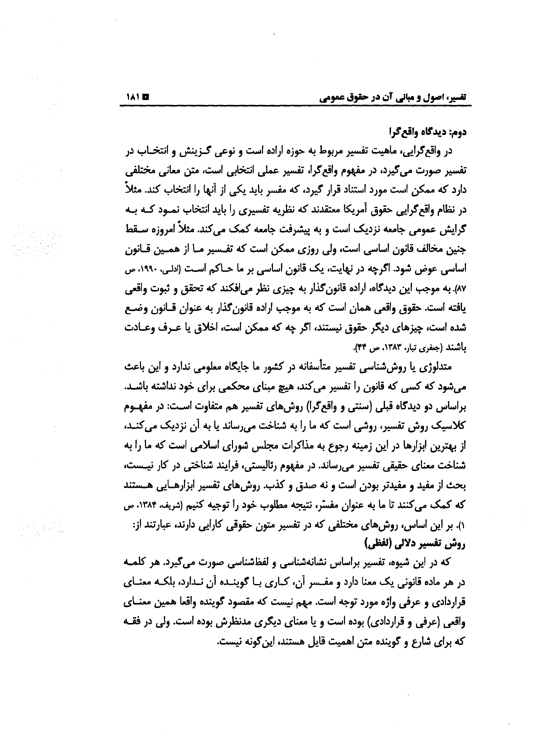### دوم: دیدگاه واقع‌گرا

در واقع‌گرایی، ماهیت تفسیر مربوط به حوزه اراده است و نوعی گزینش و انتخاب در تفسیر صورت می‌گیرد، در مفهوم واقع‌گرا، تفسیر عملی انتخابی است، متن معانی مختلفی دارد که ممکن است مورد استناد قرار گیرد، که مفسر باید یکی از آنها را انتخاب کند. مثلاً در نظام واقع‌گرایی حقوق آمریکا معتقدند که نظریه تفسیری را باید انتخاب نمود که به گرایش عمومی جامعه نزدیک است و به پیشرفت جامعه کمک می‌کند. مثلاً امروزه سقط جنین مخالف قانون اساسی است، ولی روزی ممکن است که تفسیر ما از همین قانون اساسی عوض شود. اگرچه در نهایت، یک قانون اساسی بر ما حاکم است (ادلی، ۱۹۹۰، ص ۸۷). به موجب این دیدگاه، اراده قانون‌گذار به چیزی نظر می‌افکند که تحقق و ثبوت واقعی یافته است. حقوق واقعی همان است که به موجب اراده قانون‌گذار به عنوان قانون وضع شده است، چیزهای دیگر حقوق نیستند، اگر چه که ممکن است، اخلاق یا عرف وعادت باشند (جعفری تبار، ۱۳۸۳، ص ۴۴).

متدلوژی یا روش‌شناسی تفسیر متأسفانه در کشور ما جایگاه معلومی ندارد و این باعث می‌شود که کسی که قانون را تفسیر می‌کند، هیچ مبنای محکمی برای خود نداشته باشد. براساس دو دیدگاه قبلی (سنتی و واقع‌گرا) روش‌های تفسیر هم متفاوت است: در مفهوم کلاسیک روش تفسیر، روشی است که ما را به شناخت می‌رساند یا به آن نزدیک می‌کند، از بهترین ابزارها در این زمینه رجوع به مذاکرات مجلس شورای اسلامی است که ما را به شناخت معنای حقیقی تفسیر می‌رساند. در مفهوم رئالیستی، فرایند شناختی در کار نیست، بحث از مفید و مفیدتر بودن است و نه صدق و کذب. روش‌های تفسیر ابزارهایی هستند که کمک می‌کنند تا ما به عنوان مفسّر، نتیجه مطلوب خود را توجیه کنیم (شریف، ۱۳۸۴، ص ۱). بر این اساس، روش‌های مختلفی که در تفسیر متون حقوقی کارایی دارند، عبارتند از:

**روش تفسیر دلالی (لفظی)**

که در این شیوه، تفسیر براساس نشانه‌شناسی و لفظشناسی صورت می‌گیرد. هر کلمه در هر ماده قانونی یک معنا دارد و مفسر آن، کاری با گوینده آن ندارد، بلکه معنای قراردادی و عرفی واژه مورد توجه است. مهم نیست که مقصود گوینده واقعا همین معنای واقعی (عرفی و قراردادی) بوده است و یا معنای دیگری مدنظرش بوده است. ولی در فقه که برای شارع و گوینده متن اهمیت قایل هستند، این‌گونه نیست.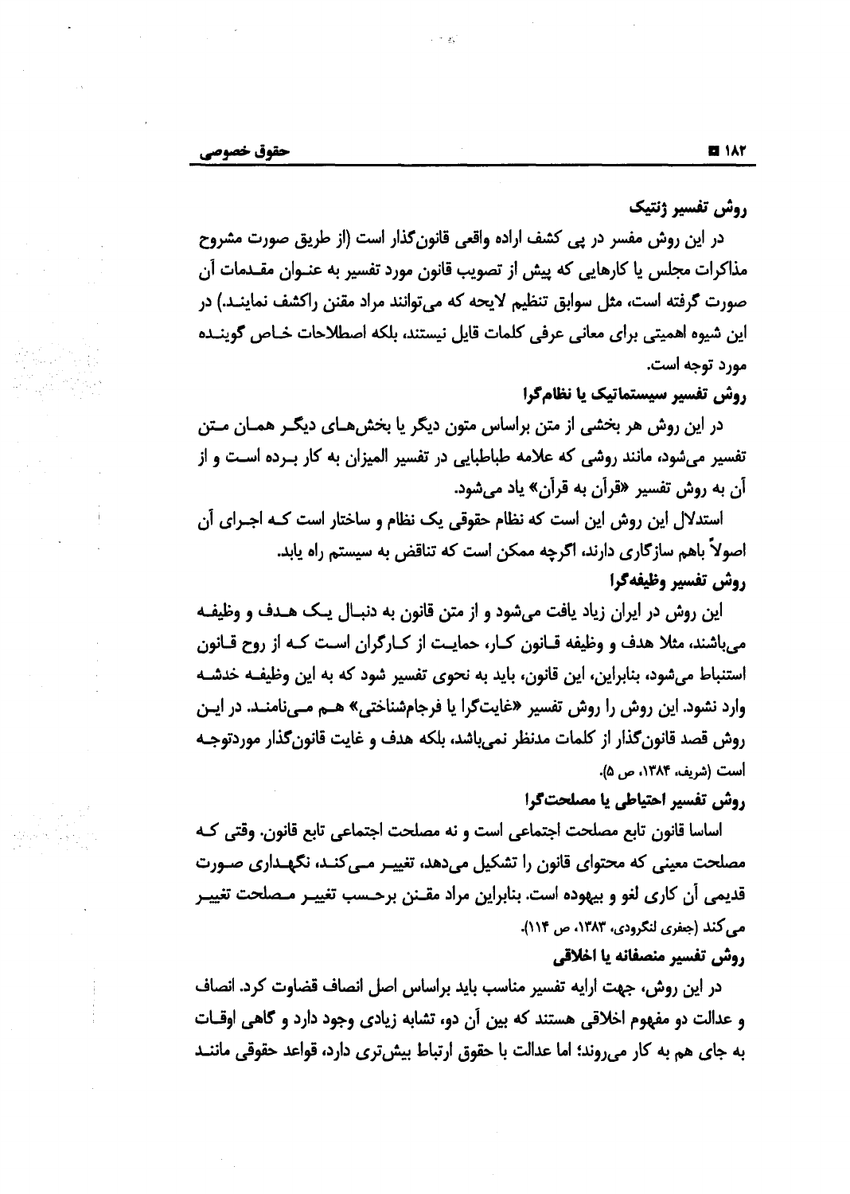### روش تفسیر ژنتیک

در این روش مفسر در پی کشف اراده واقعی قانون‌گذار است (از طریق صورت مشروح مذاکرات مجلس یا کارهایی که پیش از تصویب قانون مورد تفسیر به عنوان مقدمات آن صورت گرفته است، مثل سوابق تنظیم لایحه که می‌توانند مراد مقنن راکشف نمایند.) در این شیوه اهمیتی برای معانی عرفی کلمات قایل نیستند، بلکه اصطلاحات خاص گوینده مورد توجه است.

### روش تفسیر سیستماتیک یا نظام‌گرا

در این روش هر بخشی از متن براساس متون دیگر یا بخش‌های دیگر همان متن تفسیر می‌شود، مانند روشی که علامه طباطبایی در تفسیر المیزان به کار برده است و از آن به روش تفسیر «قرآن به قرآن» یاد می‌شود.

استدلال این روش این است که نظام حقوقی یک نظام و ساختار است که اجرای آن اصولاً باهم سازگاری دارند، اگرچه ممکن است که تناقض به سیستم راه یابد.

### روش تفسیر وظیفه‌گرا

این روش در ایران زیاد یافت می‌شود و از متن قانون به دنبال یک هدف و وظیفه می‌باشند، مثلا هدف و وظیفه قانون کار، حمایت از کارگران است که از روح قانون استنباط می‌شود، بنابراین، این قانون، باید به نحوی تفسیر شود که به این وظیفه خدشه وارد نشود. این روش را روش تفسیر «غایت‌گرا یا فرجام‌شناختی» هم می‌نامند. در این روش قصد قانون‌گذار از کلمات مدنظر نمی‌باشد، بلکه هدف و غایت قانون‌گذار موردتوجه است (شریف، ۱۳۸۴، ص ۵).

### روش تفسیر احتیاطی یا مصلحت‌گرا

اساسا قانون تابع مصلحت اجتماعی است و نه مصلحت اجتماعی تابع قانون. وقتی که مصلحت معینی که محتوای قانون را تشکیل می‌دهد، تغییر می‌کند، نگهداری صورت قدیمی آن کاری لغو و بیهوده است. بنابراین مراد مقنن برحسب تغییر مصلحت تغییر می‌کند (جعفری لنگرودی، ۱۳۸۳، ص ۱۱۴).

### روش تفسیر منصفانه یا اخلاقی

در این روش، جهت ارایه تفسیر مناسب باید براساس اصل انصاف قضاوت کرد. انصاف و عدالت دو مفهوم اخلاقی هستند که بین آن دو، تشابه زیادی وجود دارد و گاهی اوقات به جای هم به کار می‌روند؛ اما عدالت با حقوق ارتباط بیش‌تری دارد، قواعد حقوقی مانند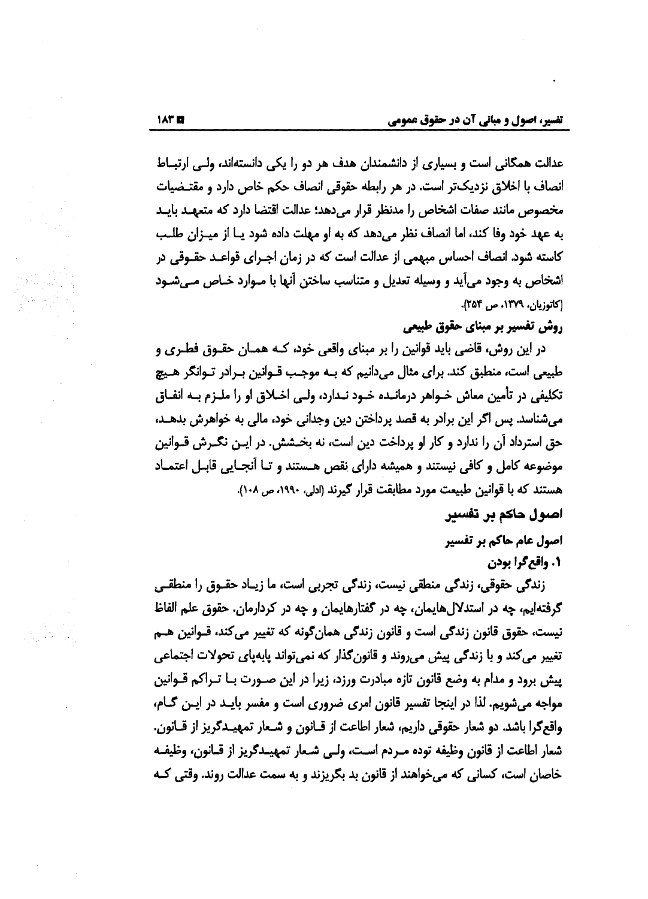عدالت همگانی است و بسیاری از دانشمندان هدف هر دو را یکی دانسته‌اند، ولی ارتباط انصاف با اخلاق نزدیک‌تر است. در هر رابطه حقوقی انصاف حکم خاص دارد و مقتضیات مخصوص مانند صفات اشخاص را مدنظر قرار می‌دهد؛ عدالت اقتضا دارد که متعهد باید به عهد خود وفا کند، اما انصاف نظر می‌دهد که به او مهلت داده شود یا از میزان طلب کاسته شود. انصاف احساس مبهمی از عدالت است که در زمان اجرای قواعد حقوقی در اشخاص به وجود می‌آید و وسیله تعدیل و متناسب ساختن آنها با موارد خاص می‌شود (کاتوزیان، ۱۳۷۹، ص ۲۵۴).

### روش تفسیر بر مبنای حقوق طبیعی

در این روش، قاضی باید قوانین را بر مبنای واقعی خود، که همان حقوق فطری و طبیعی است، منطبق کند. برای مثال می‌دانیم که به موجب قوانین برادر توانگر هیچ تکلیفی در تأمین معاش خواهر درمانده خود ندارد، ولی اخلاق او را ملزم به انفاق می‌شناسد. پس اگر این برادر به قصد پرداختن دین وجدانی خود، مالی به خواهرش بدهد، حق استرداد آن را ندارد و کار او پرداخت دین است، نه بخشش. در این نگرش قوانین موضوعه کامل و کافی نیستند و همیشه دارای نقص هستند و تا آنجایی قابل اعتماد هستند که با قوانین طبیعت مورد مطابقت قرار گیرند (ادلی، ۱۹۹۰، ص ۱۰۸).

## اصول حاکم بر تفسیر

### اصول عام حاکم بر تفسیر

#### ۱. واقع‌گرا بودن

زندگی حقوقی، زندگی منطقی نیست، زندگی تجربی است، ما زیاد حقوق را منطقی گرفته‌ایم، چه در استدلال‌هایمان، چه در گفتارهایمان و چه در کردارمان. حقوق علم الفاظ نیست، حقوق قانون زندگی است و قانون زندگی همان‌گونه که تغییر می‌کند، قوانین هم تغییر می‌کند و با زندگی پیش می‌روند و قانون‌گذار که نمی‌تواند پابه‌پای تحولات اجتماعی پیش برود و مدام به وضع قانون تازه مبادرت ورزد، زیرا در این صورت با تراکم قوانین مواجه می‌شویم. لذا در اینجا تفسیر قانون امری ضروری است و مفسر باید در این گام، واقع‌گرا باشد. دو شعار حقوقی داریم، شعار اطاعت از قانون و شعار تمهیدگریز از قانون. شعار اطاعت از قانون وظیفه توده مردم است، ولی شعار تمهیدگریز از قانون، وظیفه خاصان است، کسانی که می‌خواهند از قانون بد بگریزند و به سمت عدالت روند. وقتی که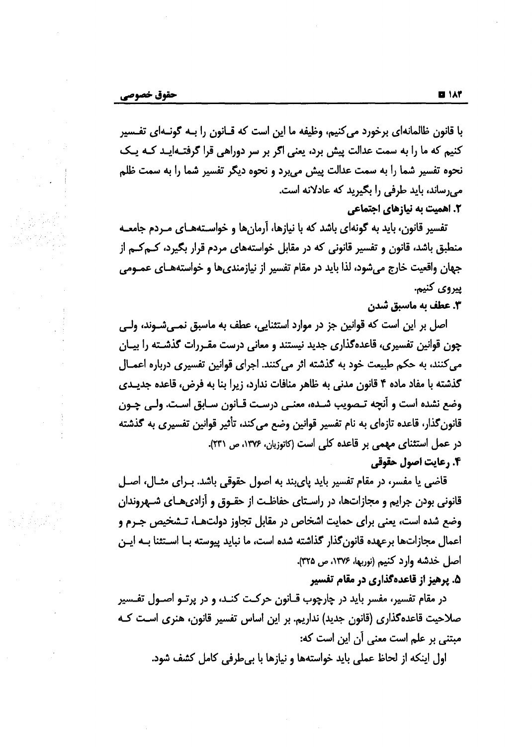با قانون ظالمانه‌ای برخورد می‌کنیم، وظیفه ما این است که قانون را به گونه‌ای تفسیر کنیم که ما را به سمت عدالت پیش برد، یعنی اگر بر سر دوراهی قرا گرفته‌اید که یک نحوه تفسیر شما را به سمت عدالت پیش می‌برد و نحوه دیگر تفسیر شما را به سمت ظلم می‌رساند، باید طرفی را بگیرید که عادلانه است.

**۲. اهمیت به نیازهای اجتماعی**

تفسیر قانون، باید به گونه‌ای باشد که با نیازها، آرمان‌ها و خواسته‌های مردم جامعه منطبق باشد، قانون و تفسیر قانونی که در مقابل خواسته‌های مردم قرار بگیرد، کم‌کم از جهان واقعیت خارج می‌شود، لذا باید در مقام تفسیر از نیازمندی‌ها و خواسته‌های عمومی پیروی کنیم.

**۳. عطف به ماسبق شدن**

اصل بر این است که قوانین جز در موارد استثنایی، عطف به ماسبق نمی‌شوند، ولی چون قوانین تفسیری، قاعده‌گذاری جدید نیستند و معانی درست مقررات گذشته را بیان می‌کنند، به حکم طبیعت خود به گذشته اثر می‌کنند. اجرای قوانین تفسیری درباره اعمال گذشته با مفاد ماده ۴ قانون مدنی به ظاهر منافات ندارد، زیرا بنا به فرض، قاعده جدیدی وضع نشده است و آنچه تصویب شده، معنی درست قانون سابق است. ولی چون قانون‌گذار، قاعده تازه‌ای به نام تفسیر قوانین وضع می‌کند، تأثیر قوانین تفسیری به گذشته در عمل استثنای مهمی بر قاعده کلی است (کاتوزیان، ۱۳۷۶، ص ۲۳۱).

**۴. رعایت اصول حقوقی**

قاضی یا مفسر، در مقام تفسیر باید پای‌بند به اصول حقوقی باشد. برای مثال، اصل قانونی بودن جرایم و مجازات‌ها، در راستای حفاظت از حقوق و آزادی‌های شهروندان وضع شده است، یعنی برای حمایت اشخاص در مقابل تجاوز دولت‌ها، تشخیص جرم و اعمال مجازات‌ها برعهده قانون‌گذار گذاشته شده است، ما نباید پیوسته با استثنا به این اصل خدشه وارد کنیم (نوربها، ۱۳۷۶، ص ۳۲۵).

**۵. پرهیز از قاعده‌گذاری در مقام تفسیر**

در مقام تفسیر، مفسر باید در چارچوب قانون حرکت کند، و در پرتو اصول تفسیر صلاحیت قاعده‌گذاری (قانون جدید) نداریم. بر این اساس تفسیر قانون، هنری است که مبتنی بر علم است معنی آن این است که:

اول اینکه از لحاظ عملی باید خواسته‌ها و نیازها با بی‌طرفی کامل کشف شود.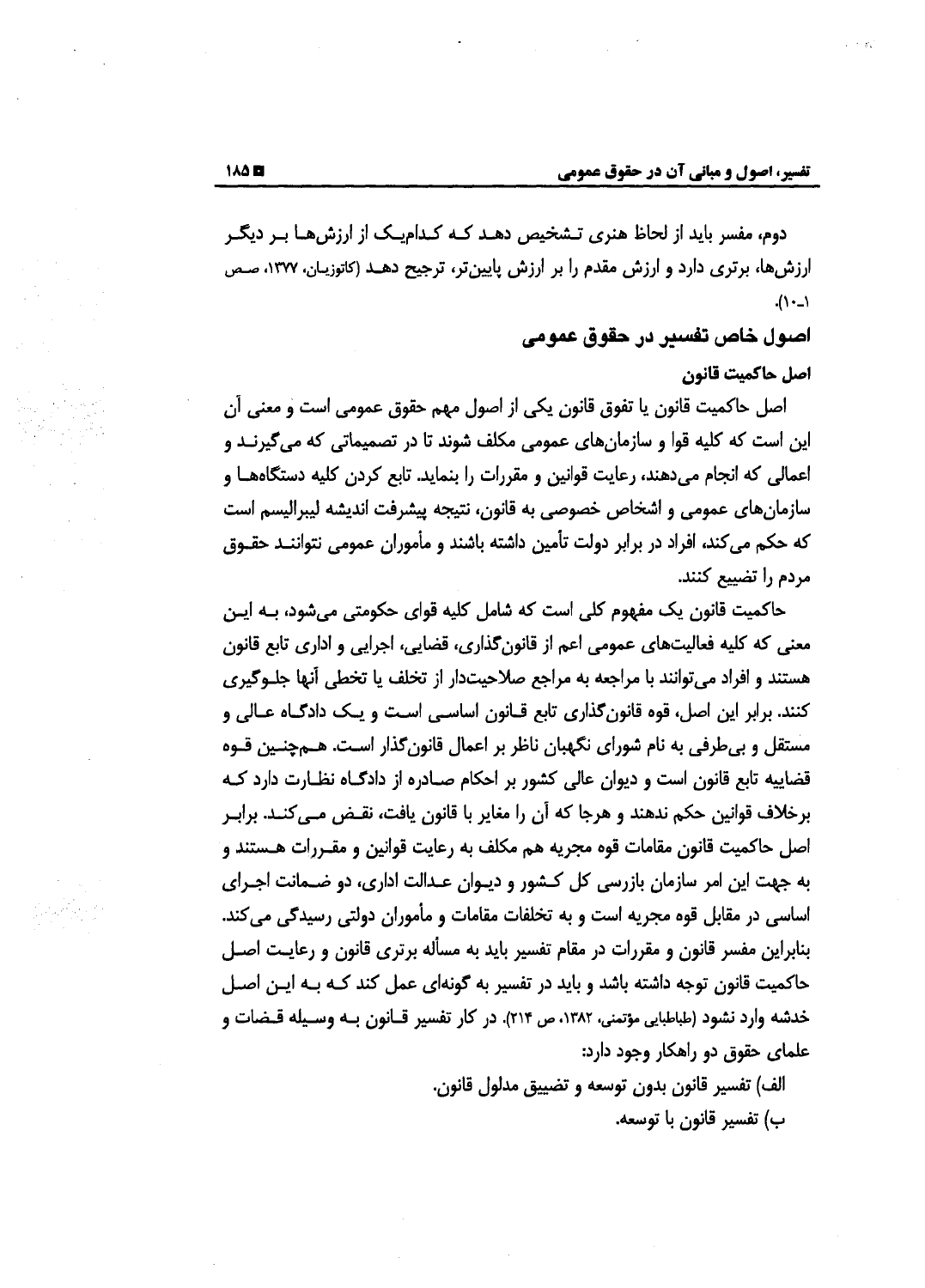دوم، مفسر باید از لحاظ هنری تشخیص دهد که کدام‌یک از ارزش‌ها بر دیگر ارزش‌ها، برتری دارد و ارزش مقدم را بر ارزش پایین‌تر، ترجیح دهد (کاتوزیان، ۱۳۷۷، صص ۱-۱۰).

## اصول خاص تفسیر در حقوق عمومی

### اصل حاکمیت قانون

اصل حاکمیت قانون یا تفوق قانون یکی از اصول مهم حقوق عمومی است و معنی آن این است که کلیه قوا و سازمان‌های عمومی مکلف شوند تا در تصمیماتی که می‌گیرند و اعمالی که انجام می‌دهند، رعایت قوانین و مقررات را بنمایند. تابع کردن کلیه دستگاه‌ها و سازمان‌های عمومی و اشخاص خصوصی به قانون، نتیجه پیشرفت اندیشه لیبرالیسم است که حکم می‌کند، افراد در برابر دولت تأمین داشته باشند و مأموران عمومی نتوانند حقوق مردم را تضییع کنند.

حاکمیت قانون یک مفهوم کلی است که شامل کلیه قوای حکومتی می‌شود، به این معنی که کلیه فعالیت‌های عمومی اعم از قانون‌گذاری، قضایی، اجرایی و اداری تابع قانون هستند و افراد می‌توانند با مراجعه به مراجع صلاحیت‌دار از تخلف یا تخطی آنها جلوگیری کنند. برابر این اصل، قوه قانون‌گذاری تابع قانون اساسی است و یک دادگاه عالی و مستقل و بی‌طرفی به نام شورای نگهبان ناظر بر اعمال قانون‌گذار است. هم‌چنین قوه قضاییه تابع قانون است و دیوان عالی کشور بر احکام صادره از دادگاه نظارت دارد که برخلاف قوانین حکم ندهند و هرجا که آن را مغایر با قانون یافت، نقض می‌کند. برابر اصل حاکمیت قانون مقامات قوه مجریه هم مکلف به رعایت قوانین و مقررات هستند و به جهت این امر سازمان بازرسی کل کشور و دیوان عدالت اداری، دو ضمانت اجرای اساسی در مقابل قوه مجریه است و به تخلفات مقامات و مأموران دولتی رسیدگی می‌کند. بنابراین مفسر قانون و مقررات در مقام تفسیر باید به مسأله برتری قانون و رعایت اصل حاکمیت قانون توجه داشته باشد و باید در تفسیر به گونه‌ای عمل کند که به این اصل خدشه وارد نشود (طباطبایی مؤتمنی، ۱۳۸۲، ص ۲۱۴). در کار تفسیر قانون به وسیله قضات و علمای حقوق دو راهکار وجود دارد:

الف) تفسیر قانون بدون توسعه و تضییق مدلول قانون.

ب) تفسیر قانون با توسعه.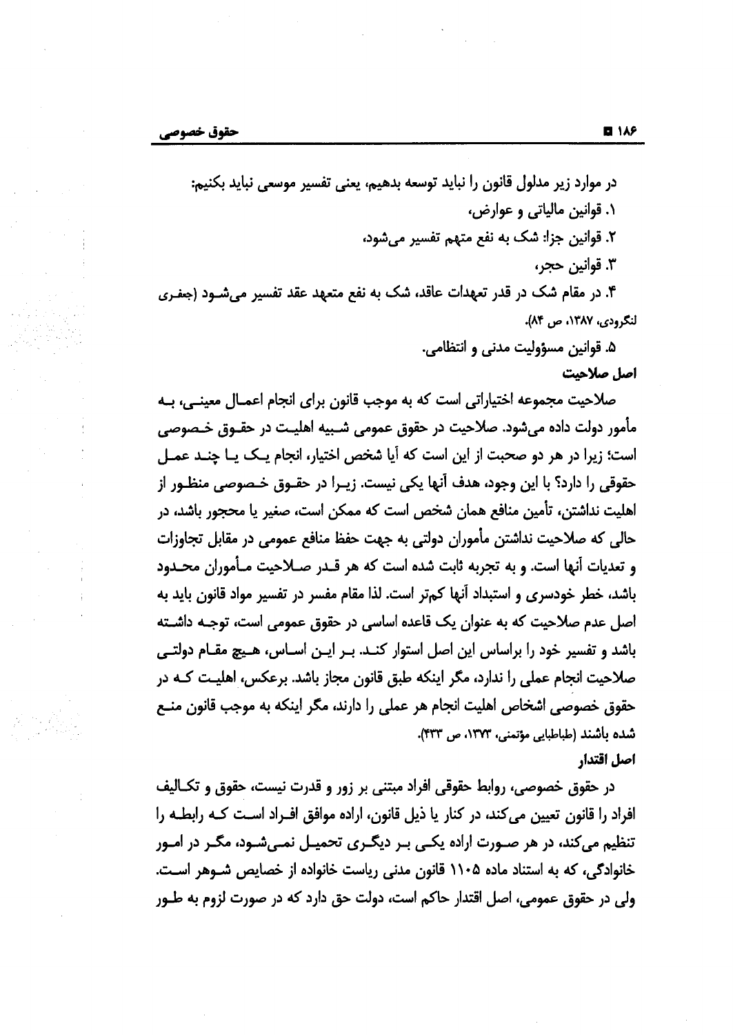در موارد زیر مدلول قانون را نباید توسعه بدهیم، یعنی تفسیر موسعی نباید بکنیم:

۱. قوانین مالیاتی و عوارض،

۲. قوانین جزا: شک به نفع متهم تفسیر می‌شود،

۳. قوانین حجر،

۴. در مقام شک در قدر تعهدات عاقد، شک به نفع متعهد عقد تفسیر می‌شود (جعفری لنگرودی، ۱۳۸۷، ص ۸۴).

۵. قوانین مسؤولیت مدنی و انتظامی.

**اصل صلاحیت**

صلاحیت مجموعه اختیاراتی است که به موجب قانون برای انجام اعمال معینی، به مأمور دولت داده می‌شود. صلاحیت در حقوق عمومی شبیه اهلیت در حقوق خصوصی است؛ زیرا در هر دو صحبت از این است که آیا شخص اختیار، انجام یک یا چند عمل حقوقی را دارد؟ با این وجود، هدف آنها یکی نیست. زیرا در حقوق خصوصی منظور از اهلیت نداشتن، تأمین منافع همان شخص است که ممکن است، صغیر یا محجور باشد، در حالی که صلاحیت نداشتن مأموران دولتی به جهت حفظ منافع عمومی در مقابل تجاوزات و تعدیات آنها است. و به تجربه ثابت شده است که هر قدر صلاحیت مأموران محدود باشد، خطر خودسری و استبداد آنها کم‌تر است. لذا مقام مفسر در تفسیر مواد قانون باید به اصل عدم صلاحیت که به عنوان یک قاعده اساسی در حقوق عمومی است، توجه داشته باشد و تفسیر خود را براساس این اصل استوار کند. بر این اساس، هیچ مقام دولتی صلاحیت انجام عملی را ندارد، مگر اینکه طبق قانون مجاز باشد. برعکس، اهلیت که در حقوق خصوصی اشخاص اهلیت انجام هر عملی را دارند، مگر اینکه به موجب قانون منع شده باشند (طباطبایی مؤتمنی، ۱۳۷۳، ص ۴۳۳).

**اصل اقتدار**

در حقوق خصوصی، روابط حقوقی افراد مبتنی بر زور و قدرت نیست، حقوق و تکالیف افراد را قانون تعیین می‌کند، در کنار یا ذیل قانون، اراده موافق افراد است که رابطه را تنظیم می‌کند، در هر صورت اراده یکی بر دیگری تحمیل نمی‌شود، مگر در امور خانوادگی، که به استناد ماده ۱۱۰۵ قانون مدنی ریاست خانواده از خصایص شوهر است. ولی در حقوق عمومی، اصل اقتدار حاکم است، دولت حق دارد که در صورت لزوم به طور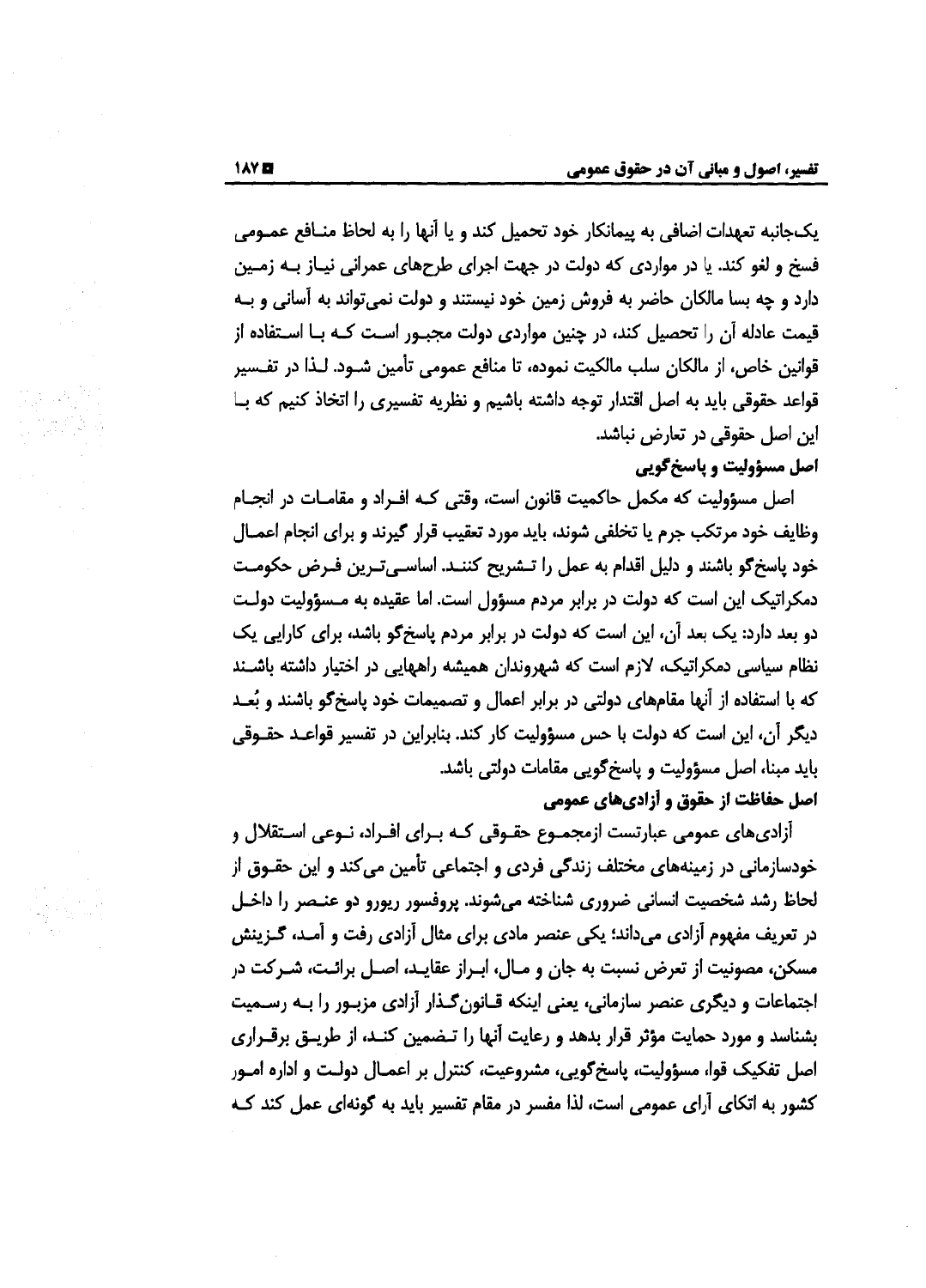یک‌جانبه تعهدات اضافی به پیمانکار خود تحمیل کند و یا آنها را به لحاظ منافع عمومی فسخ و لغو کند. یا در مواردی که دولت در جهت اجرای طرح‌های عمرانی نیاز به زمین دارد و چه بسا مالکان حاضر به فروش زمین خود نیستند و دولت نمی‌تواند به آسانی و به قیمت عادله آن را تحصیل کند، در چنین مواردی دولت مجبور است که با استفاده از قوانین خاص، از مالکان سلب مالکیت نموده، تا منافع عمومی تأمین شود. لذا در تفسیر قواعد حقوقی باید به اصل اقتدار توجه داشته باشیم و نظریه تفسیری را اتخاذ کنیم که با این اصل حقوقی در تعارض نباشد.

**اصل مسؤولیت و پاسخ‌گویی**

اصل مسؤولیت که مکمل حاکمیت قانون است، وقتی که افراد و مقامات در انجام وظایف خود مرتکب جرم یا تخلفی شوند، باید مورد تعقیب قرار گیرند و برای انجام اعمال خود پاسخ‌گو باشند و دلیل اقدام به عمل را تشریح کنند. اساسی‌ترین فرض حکومت دمکراتیک این است که دولت در برابر مردم مسؤول است. اما عقیده به مسؤولیت دولت دو بعد دارد: یک بعد آن، این است که دولت در برابر مردم پاسخ‌گو باشد، برای کارایی یک نظام سیاسی دمکراتیک، لازم است که شهروندان همیشه راههایی در اختیار داشته باشند که با استفاده از آنها مقام‌های دولتی در برابر اعمال و تصمیمات خود پاسخ‌گو باشند و بُعد دیگر آن، این است که دولت با حس مسؤولیت کار کند. بنابراین در تفسیر قواعد حقوقی باید مبنا، اصل مسؤولیت و پاسخ‌گویی مقامات دولتی باشد.

**اصل حفاظت از حقوق و آزادی‌های عمومی**

آزادی‌های عمومی عبارتست ازمجموع حقوقی که برای افراد، نوعی استقلال و خودسازمانی در زمینه‌های مختلف زندگی فردی و اجتماعی تأمین می‌کند و این حقوق از لحاظ رشد شخصیت انسانی ضروری شناخته می‌شوند. پروفسور ریورو دو عنصر را داخل در تعریف مفهوم آزادی می‌داند؛ یکی عنصر مادی برای مثال آزادی رفت و آمد، گزینش مسکن، مصونیت از تعرض نسبت به جان و مال، ابراز عقاید، اصل برائت، شرکت در اجتماعات و دیگری عنصر سازمانی، یعنی اینکه قانون‌گذار آزادی مزبور را به رسمیت بشناسد و مورد حمایت مؤثر قرار بدهد و رعایت آنها را تضمین کند، از طریق برقراری اصل تفکیک قوا، مسؤولیت، پاسخ‌گویی، مشروعیت، کنترل بر اعمال دولت و اداره امور کشور به اتکای آرای عمومی است، لذا مفسر در مقام تفسیر باید به گونه‌ای عمل کند که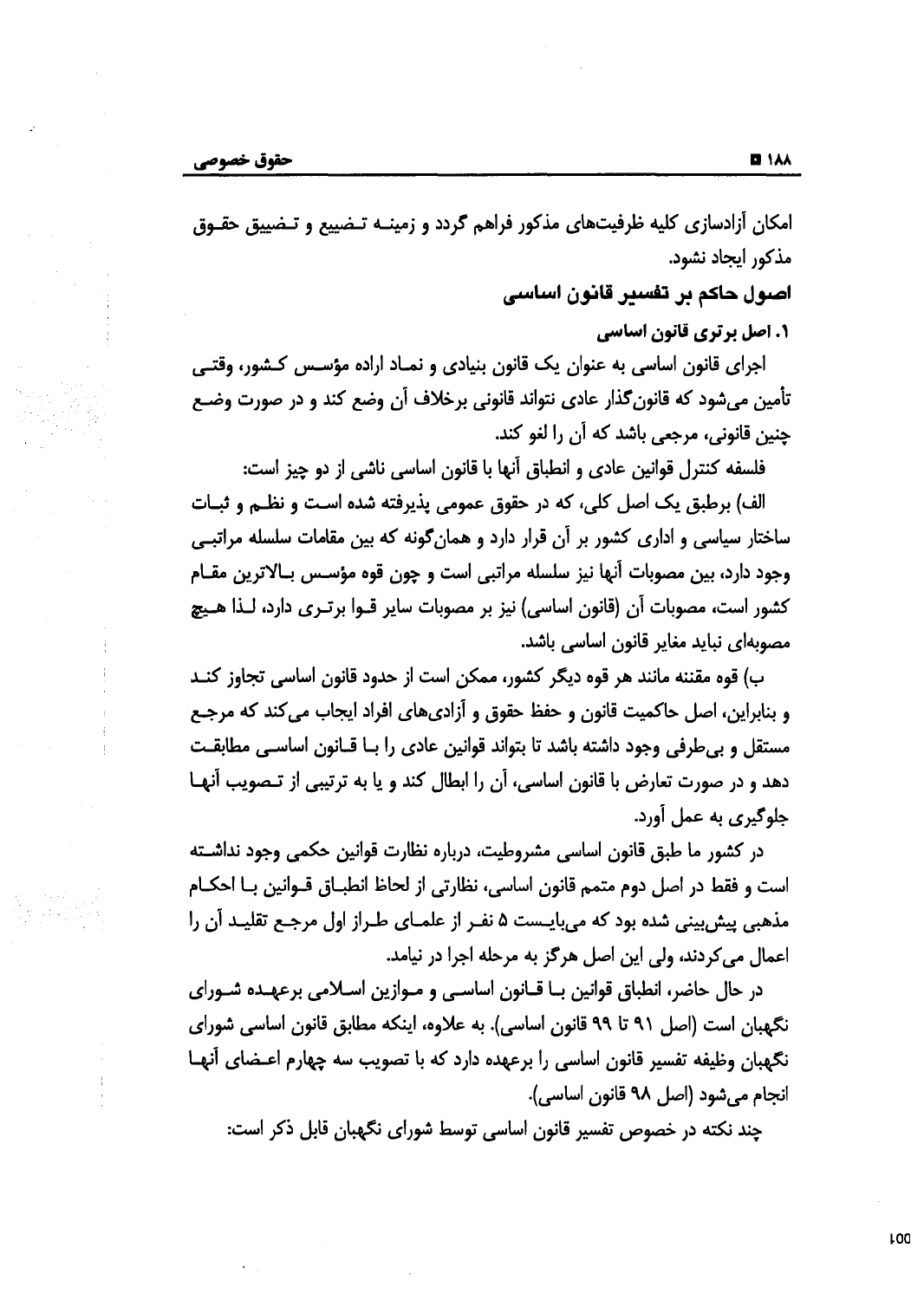امکان آزادسازی کلیه ظرفیت‌های مذکور فراهم گردد و زمینه تضییع و تضییق حقوق مذکور ایجاد نشود.

## اصول حاکم بر تفسیر قانون اساسی

### ۱. اصل برتری قانون اساسی

اجرای قانون اساسی به عنوان یک قانون بنیادی و نماد اراده مؤسس کشور، وقتی تأمین می‌شود که قانون‌گذار عادی نتواند قانونی برخلاف آن وضع کند و در صورت وضع چنین قانونی، مرجعی باشد که آن را لغو کند.

فلسفه کنترل قوانین عادی و انطباق آنها با قانون اساسی ناشی از دو چیز است:

الف) برطبق یک اصل کلی، که در حقوق عمومی پذیرفته شده است و نظم و ثبات ساختار سیاسی و اداری کشور بر آن قرار دارد و همان‌گونه که بین مقامات سلسله مراتبی وجود دارد، بین مصوبات آنها نیز سلسله مراتبی است و چون قوه مؤسس بالاترین مقام کشور است، مصوبات آن (قانون اساسی) نیز بر مصوبات سایر قوا برتری دارد، لذا هیچ مصوبه‌ای نباید مغایر قانون اساسی باشد.

ب) قوه مقننه مانند هر قوه دیگر کشور، ممکن است از حدود قانون اساسی تجاوز کند و بنابراین، اصل حاکمیت قانون و حفظ حقوق و آزادی‌های افراد ایجاب می‌کند که مرجع مستقل و بی‌طرفی وجود داشته باشد تا بتواند قوانین عادی را با قانون اساسی مطابقت دهد و در صورت تعارض با قانون اساسی، آن را ابطال کند و یا به ترتیبی از تصویب آنها جلوگیری به عمل آورد.

در کشور ما طبق قانون اساسی مشروطیت، درباره نظارت قوانین حکمی وجود نداشته است و فقط در اصل دوم متمم قانون اساسی، نظارتی از لحاظ انطباق قوانین با احکام مذهبی پیش‌بینی شده بود که می‌بایست ۵ نفر از علمای طراز اول مرجع تقلید آن را اعمال می‌کردند، ولی این اصل هرگز به مرحله اجرا در نیامد.

در حال حاضر، انطباق قوانین با قانون اساسی و موازین اسلامی برعهده شورای نگهبان است (اصل ۹۱ تا ۹۹ قانون اساسی). به علاوه، اینکه مطابق قانون اساسی شورای نگهبان وظیفه تفسیر قانون اساسی را برعهده دارد که با تصویب سه چهارم اعضای آنها انجام می‌شود (اصل ۹۸ قانون اساسی).

چند نکته در خصوص تفسیر قانون اساسی توسط شورای نگهبان قابل ذکر است: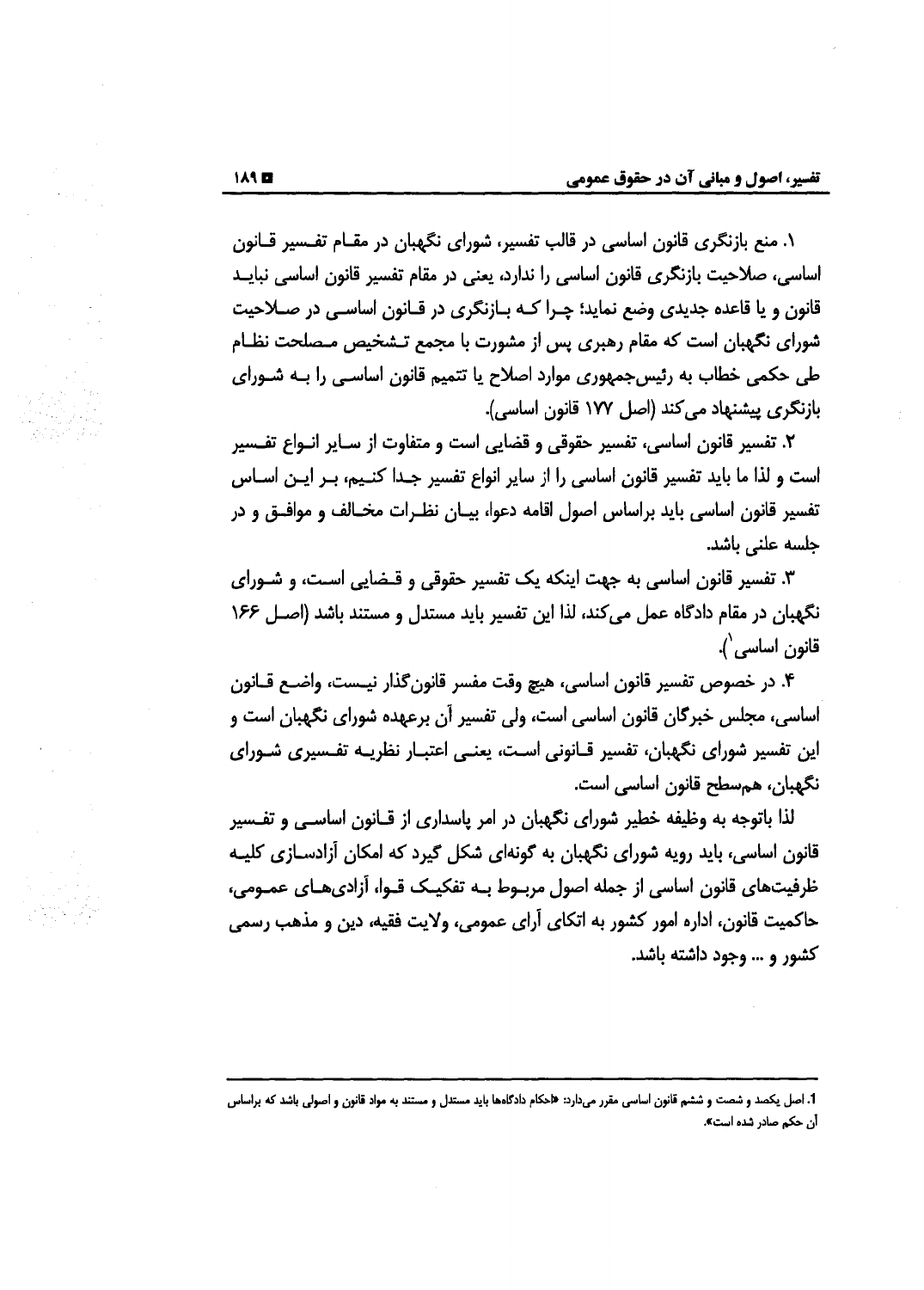۱. منع بازنگری قانون اساسی در قالب تفسیر، شورای نگهبان در مقام تفسیر قانون اساسی، صلاحیت بازنگری قانون اساسی را ندارد، یعنی در مقام تفسیر قانون اساسی نباید قانون و یا قاعده جدیدی وضع نماید؛ چرا که بازنگری در قانون اساسی در صلاحیت شورای نگهبان است که مقام رهبری پس از مشورت با مجمع تشخیص مصلحت نظام طی حکمی خطاب به رئیس‌جمهوری موارد اصلاح یا تتمیم قانون اساسی را به شورای بازنگری پیشنهاد می‌کند (اصل ۱۷۷ قانون اساسی).

۲. تفسیر قانون اساسی، تفسیر حقوقی و قضایی است و متفاوت از سایر انواع تفسیر است و لذا ما باید تفسیر قانون اساسی را از سایر انواع تفسیر جدا کنیم، بر این اساس تفسیر قانون اساسی باید براساس اصول اقامه دعوا، بیان نظرات مخالف و موافق و در جلسه علنی باشد.

۳. تفسیر قانون اساسی به جهت اینکه یک تفسیر حقوقی و قضایی است، و شورای نگهبان در مقام دادگاه عمل می‌کند، لذا این تفسیر باید مستدل و مستند باشد (اصل ۱۶۶ قانون اساسی[1]).

۴. در خصوص تفسیر قانون اساسی، هیچ وقت مفسر قانون‌گذار نیست، واضع قانون اساسی، مجلس خبرگان قانون اساسی است، ولی تفسیر آن برعهده شورای نگهبان است و این تفسیر شورای نگهبان، تفسیر قانونی است، یعنی اعتبار نظریه تفسیری شورای نگهبان، هم‌سطح قانون اساسی است.

لذا باتوجه به وظیفه خطیر شورای نگهبان در امر پاسداری از قانون اساسی و تفسیر قانون اساسی، باید رویه شورای نگهبان به گونه‌ای شکل گیرد که امکان آزادسازی کلیه ظرفیت‌های قانون اساسی از جمله اصول مربوط به تفکیک قوا، آزادی‌های عمومی، حاکمیت قانون، اداره امور کشور به اتکای آرای عمومی، ولایت فقیه، دین و مذهب رسمی کشور و ... وجود داشته باشد.

---

1. اصل یکصد و شصت و ششم قانون اساسی مقرر می‌دارد: «احکام دادگاه‌ها باید مستدل و مستند به مواد قانون و اصولی باشد که براساس آن حکم صادر شده است».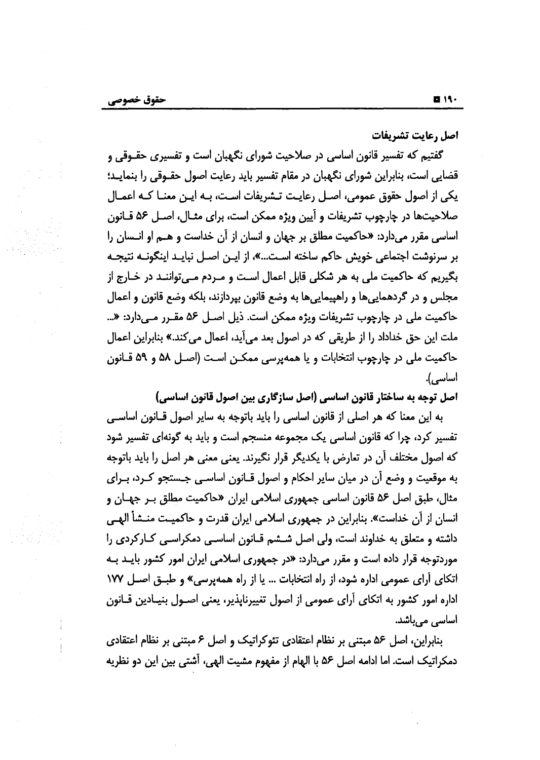**اصل رعایت تشریفات**

گفتیم که تفسیر قانون اساسی در صلاحیت شورای نگهبان است و تفسیری حقوقی و قضایی است، بنابراین شورای نگهبان در مقام تفسیر باید رعایت اصول حقوقی را بنماید؛ یکی از اصول حقوق عمومی، اصل رعایت تشریفات است، به این معنا که اعمال صلاحیت‌ها در چارچوب تشریفات و آیین ویژه ممکن است، برای مثال، اصل ۵۶ قانون اساسی مقرر می‌دارد: «حاکمیت مطلق بر جهان و انسان از آن خداست و هم او انسان را بر سرنوشت اجتماعی خویش حاکم ساخته است...»، از این اصل نباید اینگونه نتیجه بگیریم که حاکمیت ملی به هر شکلی قابل اعمال است و مردم می‌توانند در خارج از مجلس و در گردهمایی‌ها و راهپیمایی‌ها به وضع قانون بپردازند، بلکه وضع قانون و اعمال حاکمیت ملی در چارچوب تشریفات ویژه ممکن است. ذیل اصل ۵۶ مقرر می‌دارد: «... ملت این حق خداداد را از طریقی که در اصول بعد می‌آید، اعمال می‌کند.» بنابراین اعمال حاکمیت ملی در چارچوب انتخابات و یا همه‌پرسی ممکن است (اصل ۵۸ و ۵۹ قانون اساسی).

**اصل توجه به ساختار قانون اساسی (اصل سازگاری بین اصول قانون اساسی)**

به این معنا که هر اصلی از قانون اساسی را باید باتوجه به سایر اصول قانون اساسی تفسیر کرد، چرا که قانون اساسی یک مجموعه منسجم است و باید به گونه‌ای تفسیر شود که اصول مختلف آن در تعارض با یکدیگر قرار نگیرند. یعنی معنی هر اصل را باید باتوجه به موقعیت و وضع آن در میان سایر احکام و اصول قانون اساسی جستجو کرد، برای مثال، طبق اصل ۵۶ قانون اساسی جمهوری اسلامی ایران «حاکمیت مطلق بر جهان و انسان از آن خداست». بنابراین در جمهوری اسلامی ایران قدرت و حاکمیت منشأ الهی داشته و متعلق به خداوند است، ولی اصل ششم قانون اساسی دمکراسی کارکردی را موردتوجه قرار داده است و مقرر می‌دارد: «در جمهوری اسلامی ایران امور کشور باید به اتکای آرای عمومی اداره شود، از راه انتخابات ... یا از راه همه‌پرسی» و طبق اصل ۱۷۷ اداره امور کشور به اتکای آرای عمومی از اصول تغییرناپذیر، یعنی اصول بنیادین قانون اساسی می‌باشد.

بنابراین، اصل ۵۶ مبتنی بر نظام اعتقادی تئوکراتیک و اصل ۶ مبتنی بر نظام اعتقادی دمکراتیک است. اما ادامه اصل ۵۶ با الهام از مفهوم مشیت الهی، آشتی بین این دو نظریه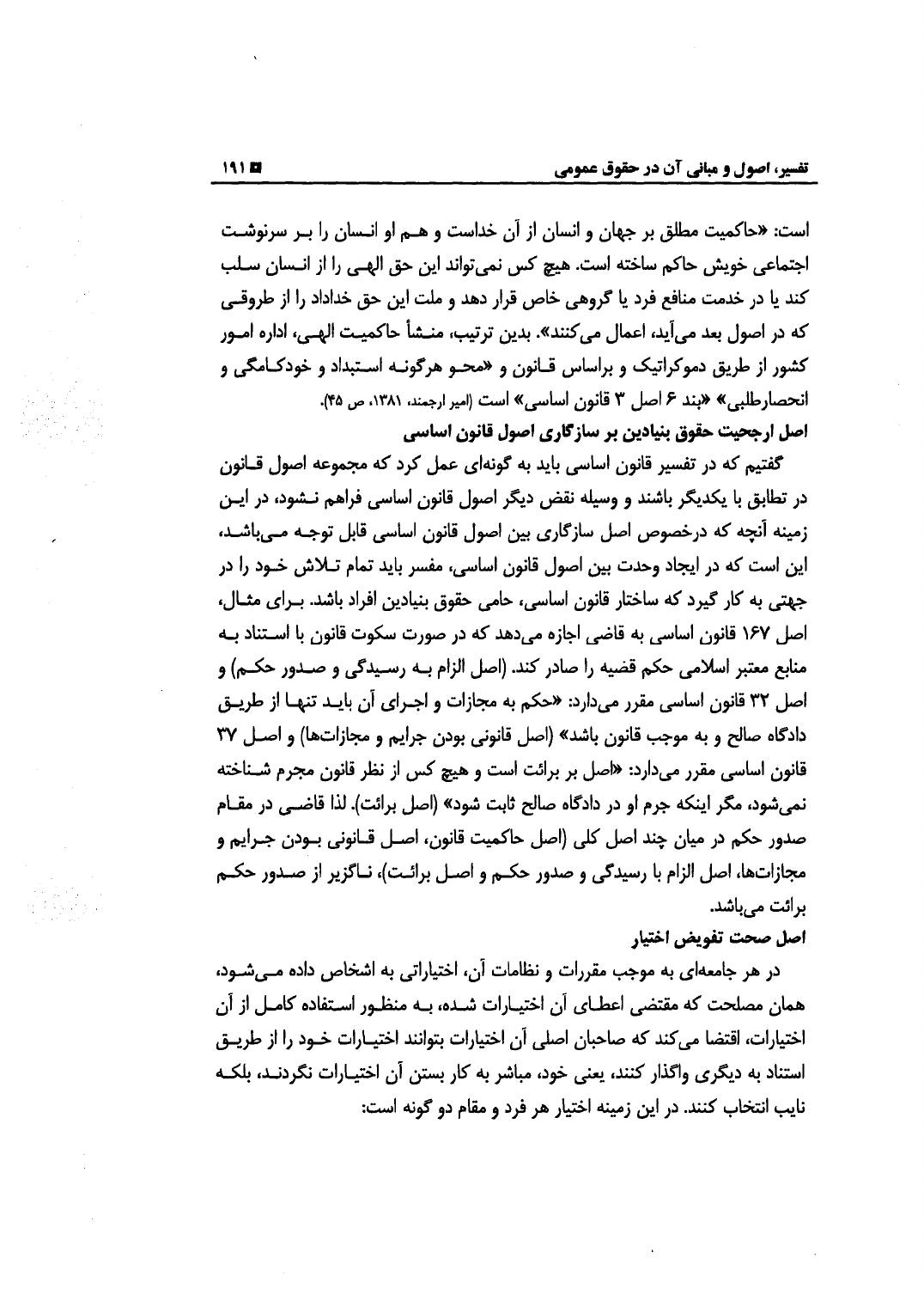است: «حاکمیت مطلق بر جهان و انسان از آن خداست و هم او انسان را بر سرنوشت اجتماعی خویش حاکم ساخته است. هیچ کس نمی‌تواند این حق الهی را از انسان سلب کند یا در خدمت منافع فرد یا گروهی خاص قرار دهد و ملت این حق خداداد را از طروقی که در اصول بعد می‌آید، اعمال می‌کنند». بدین ترتیب، منشأ حاکمیت الهی، اداره امور کشور از طریق دموکراتیک و براساس قانون و «محو هرگونه استبداد و خودکامگی و انحصارطلبی» «بند ۶ اصل ۳ قانون اساسی» است (امیر ارجمند، ۱۳۸۱، ص ۴۵).

**اصل ارجحیت حقوق بنیادین بر سازگاری اصول قانون اساسی**

گفتیم که در تفسیر قانون اساسی باید به گونه‌ای عمل کرد که مجموعه اصول قانون در تطابق با یکدیگر باشند و وسیله نقض دیگر اصول قانون اساسی فراهم نشود، در این زمینه آنچه که درخصوص اصل سازگاری بین اصول قانون اساسی قابل توجه می‌باشد، این است که در ایجاد وحدت بین اصول قانون اساسی، مفسر باید تمام تلاش خود را در جهتی به کار گیرد که ساختار قانون اساسی، حامی حقوق بنیادین افراد باشد. برای مثال، اصل ۱۶۷ قانون اساسی به قاضی اجازه می‌دهد که در صورت سکوت قانون با استناد به منابع معتبر اسلامی حکم قضیه را صادر کند. (اصل الزام به رسیدگی و صدور حکم) و اصل ۳۲ قانون اساسی مقرر می‌دارد: «حکم به مجازات و اجرای آن باید تنها از طریق دادگاه صالح و به موجب قانون باشد» (اصل قانونی بودن جرایم و مجازات‌ها) و اصل ۳۷ قانون اساسی مقرر می‌دارد: «اصل بر برائت است و هیچ کس از نظر قانون مجرم شناخته نمی‌شود، مگر اینکه جرم او در دادگاه صالح ثابت شود» (اصل برائت). لذا قاضی در مقام صدور حکم در میان چند اصل کلی (اصل حاکمیت قانون، اصل قانونی بودن جرایم و مجازات‌ها، اصل الزام با رسیدگی و صدور حکم و اصل برائت)، ناگزیر از صدور حکم برائت می‌باشد.

**اصل صحت تفویض اختیار**

در هر جامعه‌ای به موجب مقررات و نظامات آن، اختیاراتی به اشخاص داده می‌شود، همان مصلحت که مقتضی اعطای آن اختیارات شده، به منظور استفاده کامل از آن اختیارات، اقتضا می‌کند که صاحبان اصلی آن اختیارات بتوانند اختیارات خود را از طریق استناد به دیگری واگذار کنند، یعنی خود، مباشر به کار بستن آن اختیارات نگردند، بلکه نایب انتخاب کنند. در این زمینه اختیار هر فرد و مقام دو گونه است: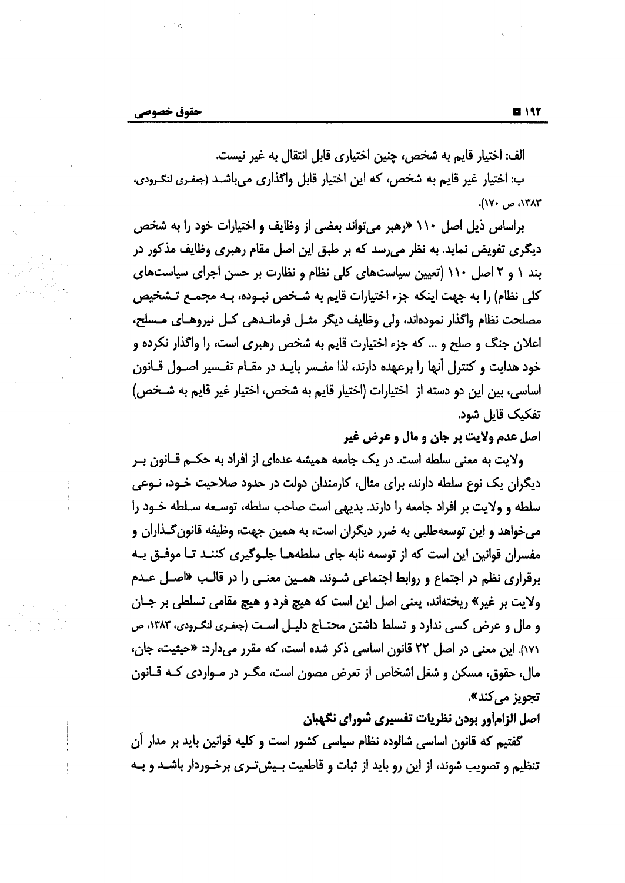الف: اختیار قایم به شخص، چنین اختیاری قابل انتقال به غیر نیست.

ب: اختیار غیر قایم به شخص، که این اختیار قابل واگذاری می‌باشد (جعفری لنگرودی، ۱۳۸۳، ص ۱۷۰).

براساس ذیل اصل ۱۱۰ «رهبر می‌تواند بعضی از وظایف و اختیارات خود را به شخص دیگری تفویض نماید. به نظر می‌رسد که بر طبق این اصل مقام رهبری وظایف مذکور در بند ۱ و ۲ اصل ۱۱۰ (تعیین سیاست‌های کلی نظام و نظارت بر حسن اجرای سیاست‌های کلی نظام) را به جهت اینکه جزء اختیارات قایم به شخص نبوده، به مجمع تشخیص مصلحت نظام واگذار نموده‌اند، ولی وظایف دیگر مثل فرماندهی کل نیروهای مسلح، اعلان جنگ و صلح و ... که جزء اختیارت قایم به شخص رهبری است، را واگذار نکرده و خود هدایت و کنترل آنها را برعهده دارند، لذا مفسر باید در مقام تفسیر اصول قانون اساسی، بین این دو دسته از اختیارات (اختیار قایم به شخص، اختیار غیر قایم به شخص) تفکیک قایل شود.

**اصل عدم ولایت بر جان و مال و عرض غیر**

ولایت به معنی سلطه است. در یک جامعه همیشه عده‌ای از افراد به حکم قانون بر دیگران یک نوع سلطه دارند، برای مثال، کارمندان دولت در حدود صلاحیت خود، نوعی سلطه و ولایت بر افراد جامعه را دارند. بدیهی است صاحب سلطه، توسعه سلطه خود را می‌خواهد و این توسعه‌طلبی به ضرر دیگران است، به همین جهت، وظیفه قانون‌گذاران و مفسران قوانین این است که از توسعه نابه جای سلطه‌ها جلوگیری کنند تا موفق به برقراری نظم در اجتماع و روابط اجتماعی شوند. همین معنی را در قالب «اصل عدم ولایت بر غیر» ریخته‌اند، یعنی اصل این است که هیچ فرد و هیچ مقامی تسلطی بر جان و مال و عرض کسی ندارد و تسلط داشتن محتاج دلیل است (جعفری لنگرودی، ۱۳۸۳، ص ۱۷۱). این معنی در اصل ۲۲ قانون اساسی ذکر شده است، که مقرر می‌دارد: «حیثیت، جان، مال، حقوق، مسکن و شغل اشخاص از تعرض مصون است، مگر در مواردی که قانون تجویز می‌کند».

**اصل الزام‌آور بودن نظریات تفسیری شورای نگهبان**

گفتیم که قانون اساسی شالوده نظام سیاسی کشور است و کلیه قوانین باید بر مدار آن تنظیم و تصویب شوند، از این رو باید از ثبات و قاطعیت بیش‌تری برخوردار باشد و به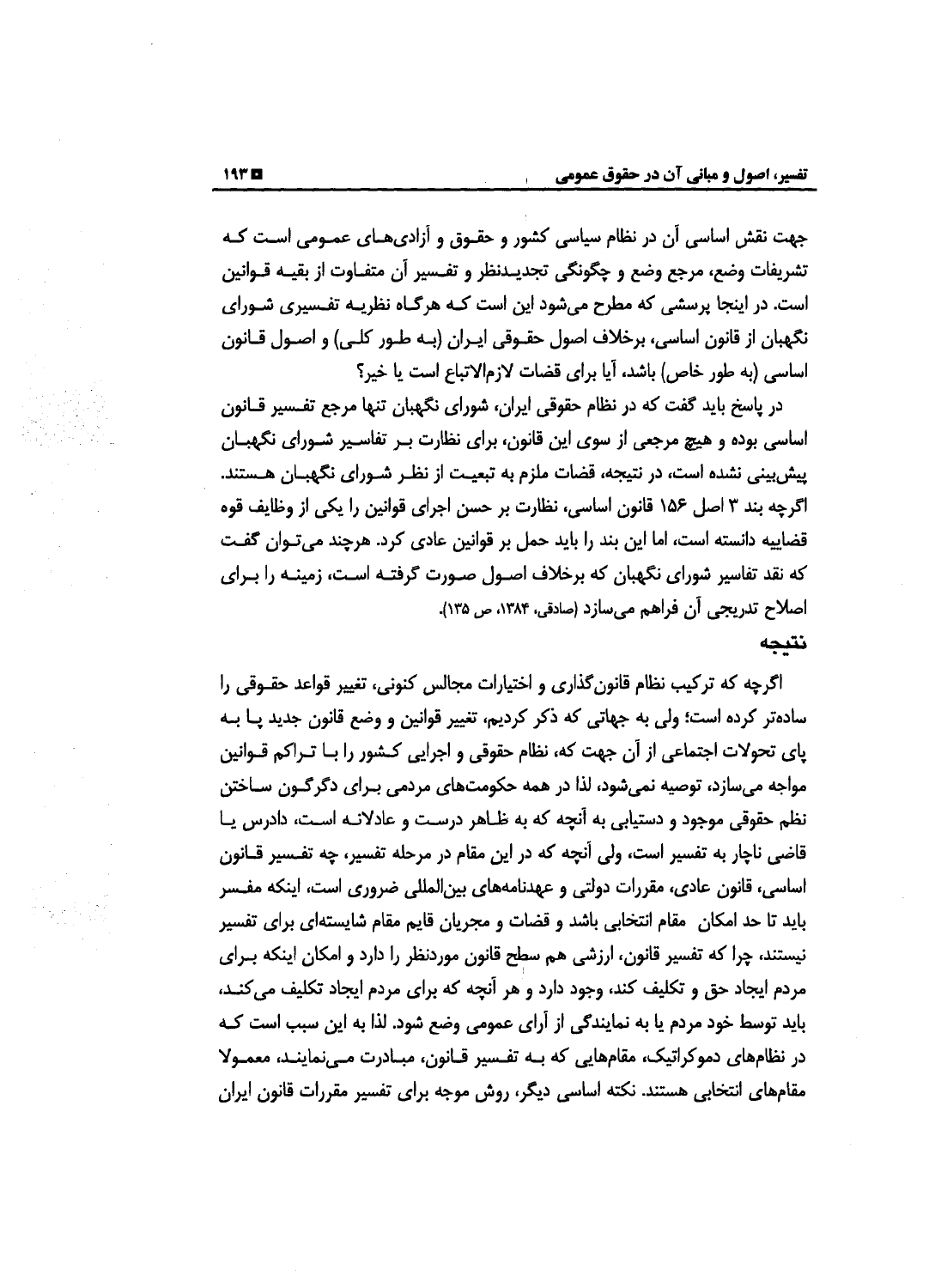جهت نقش اساسی آن در نظام سیاسی کشور و حقوق و آزادی‌های عمومی است که تشریفات وضع، مرجع وضع و چگونگی تجدیدنظر و تفسیر آن متفاوت از بقیه قوانین است. در اینجا پرسشی که مطرح می‌شود این است که هرگاه نظریه تفسیری شورای نگهبان از قانون اساسی، برخلاف اصول حقوقی ایران (به طور کلی) و اصول قانون اساسی (به طور خاص) باشد، آیا برای قضات لازم‌الاتباع است یا خیر؟

در پاسخ باید گفت که در نظام حقوقی ایران، شورای نگهبان تنها مرجع تفسیر قانون اساسی بوده و هیچ مرجعی از سوی این قانون، برای نظارت بر تفاسیر شورای نگهبان پیش‌بینی نشده است، در نتیجه، قضات ملزم به تبعیت از نظر شورای نگهبان هستند. اگرچه بند ۳ اصل ۱۵۶ قانون اساسی، نظارت بر حسن اجرای قوانین را یکی از وظایف قوه قضاییه دانسته است، اما این بند را باید حمل بر قوانین عادی کرد. هرچند می‌توان گفت که نقد تفاسیر شورای نگهبان که برخلاف اصول صورت گرفته است، زمینه را برای اصلاح تدریجی آن فراهم می‌سازد (صادقی، ۱۳۸۴، ص ۱۳۵).

## نتیجه

اگرچه که ترکیب نظام قانون‌گذاری و اختیارات مجالس کنونی، تغییر قواعد حقوقی را ساده‌تر کرده است؛ ولی به جهاتی که ذکر کردیم، تغییر قوانین و وضع قانون جدید پا به پای تحولات اجتماعی از آن جهت که، نظام حقوقی و اجرایی کشور را با تراکم قوانین مواجه می‌سازد، توصیه نمی‌شود، لذا در همه حکومت‌های مردمی برای دگرگون ساختن نظم حقوقی موجود و دستیابی به آنچه که به ظاهر درست و عادلانه است، دادرس یا قاضی ناچار به تفسیر است، ولی آنچه که در این مقام در مرحله تفسیر، چه تفسیر قانون اساسی، قانون عادی، مقررات دولتی و عهدنامه‌های بین‌المللی ضروری است، اینکه مفسر باید تا حد امکان مقام انتخابی باشد و قضات و مجریان قایم مقام شایسته‌ای برای تفسیر نیستند، چرا که تفسیر قانون، ارزشی هم سطح قانون موردنظر را دارد و امکان اینکه برای مردم ایجاد حق و تکلیف کند، وجود دارد و هر آنچه که برای مردم ایجاد تکلیف می‌کند، باید توسط خود مردم یا به نمایندگی از آرای عمومی وضع شود. لذا به این سبب است که در نظام‌های دموکراتیک، مقام‌هایی که به تفسیر قانون، مبادرت می‌نمایند، معمولا مقام‌های انتخابی هستند. نکته اساسی دیگر، روش موجه برای تفسیر مقررات قانون ایران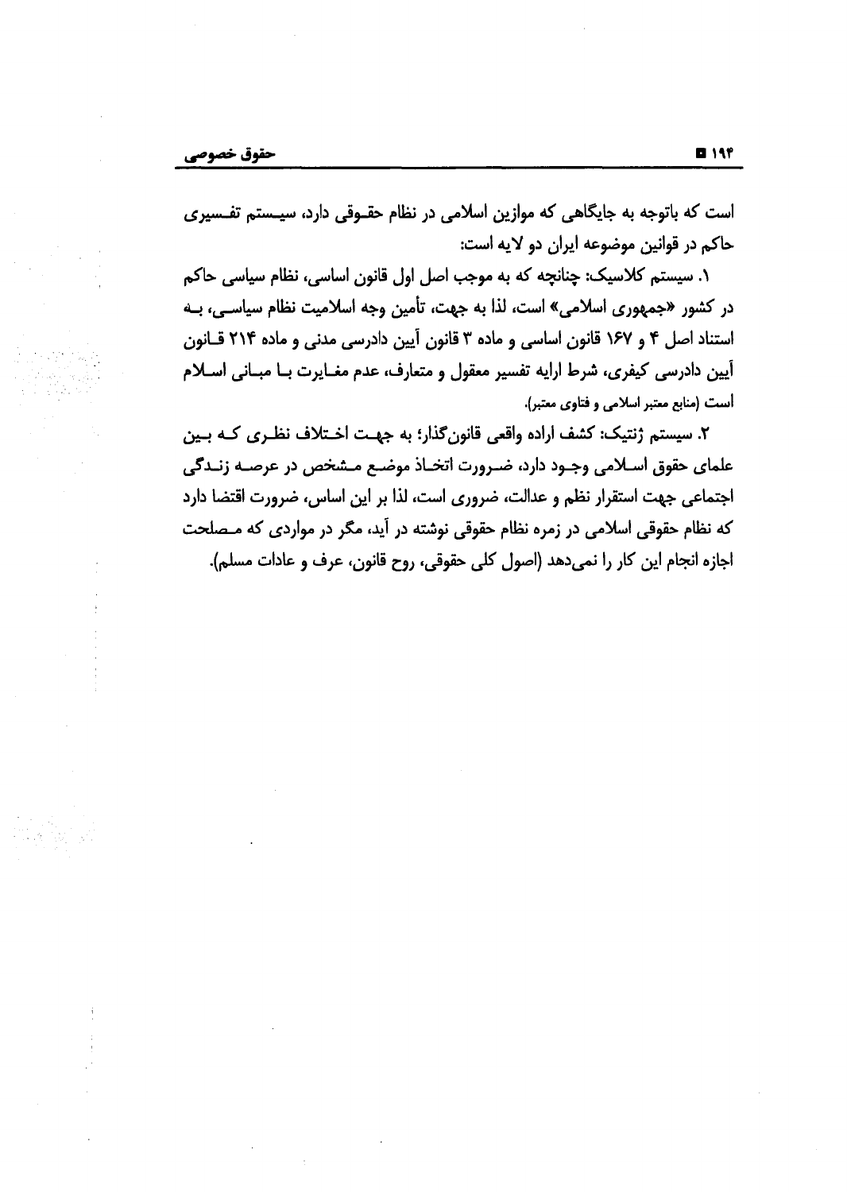است که باتوجه به جایگاهی که موازین اسلامی در نظام حقـوقی دارد، سیـستم تفـسیری حاکم در قوانین موضوعه ایران دو لایه است:

۱. سیستم کلاسیک: چنانچه که به موجب اصل اول قانون اساسی، نظام سیاسی حاکم در کشور «جمهوری اسلامی» است، لذا به جهت، تأمین وجه اسلامیت نظام سیاسـی، بـه استناد اصل ۴ و ۱۶۷ قانون اساسی و ماده ۳ قانون آیین دادرسی مدنی و ماده ۲۱۴ قـانون آیین دادرسی کیفری، شرط ارایه تفسیر معقول و متعارف، عدم مغـایرت بـا مبـانی اسـلام است (منابع معتبر اسلامی و فتاوی معتبر).

۲. سیستم ژنتیک: کشف اراده واقعی قانون‌گذار؛ به جهـت اخـتلاف نظـری کـه بـین علمای حقوق اسـلامی وجـود دارد، ضـرورت اتخـاذ موضـع مـشخص در عرصـه زنـدگی اجتماعی جهت استقرار نظم و عدالت، ضروری است، لذا بر این اساس، ضرورت اقتضا دارد که نظام حقوقی اسلامی در زمره نظام حقوقی نوشته در آید، مگر در مواردی که مـصلحت اجازه انجام این کار را نمی‌دهد (اصول کلی حقوقی، روح قانون، عرف و عادات مسلم).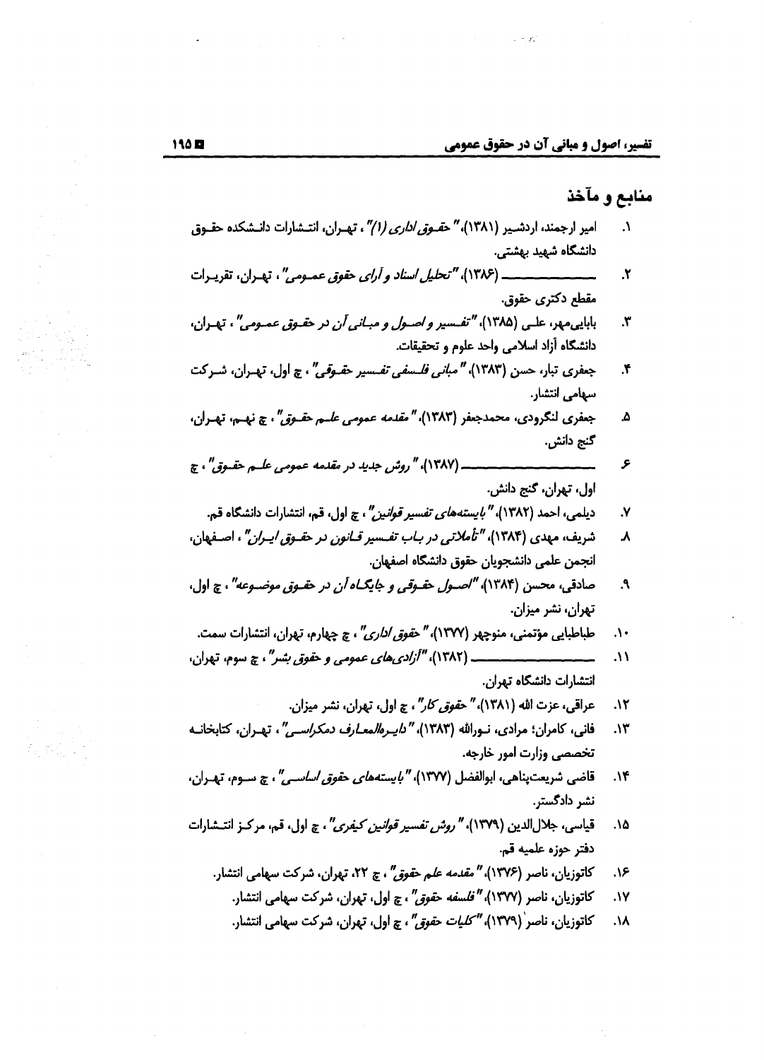## منابع و مآخذ

۱. امیر ارجمند، اردشیر (۱۳۸۱)، *"حقوق اداری (۱)"*، تهران، انتشارات دانشکده حقوق دانشگاه شهید بهشتی.

۲. ـــــــــــــــ (۱۳۸۶)، *"تحلیل اسناد و آرای حقوق عمومی"*، تهران، تقریرات مقطع دکتری حقوق.

۳. بابایی‌مهر، علی (۱۳۸۵)، *"تفسیر و اصول و مبانی آن در حقوق عمومی"*، تهران، دانشگاه آزاد اسلامی واحد علوم و تحقیقات.

۴. جعفری تبار، حسن (۱۳۸۳)، *"مبانی فلسفی تفسیر حقوقی"*، چ اول، تهران، شرکت سهامی انتشار.

۵. جعفری لنگرودی، محمدجعفر (۱۳۸۳)، *"مقدمه عمومی علم حقوق"*، چ نهم، تهران، گنج دانش.

۶. ـــــــــــــــ (۱۳۸۷)، *"روش جدید در مقدمه عمومی علم حقوق"*، چ اول، تهران، گنج دانش.

۷. دیلمی، احمد (۱۳۸۲)، *"بایسته‌های تفسیر قوانین"*، چ اول، قم، انتشارات دانشگاه قم.

۸. شریف، مهدی (۱۳۸۴)، *"تأملاتی در باب تفسیر قانون در حقوق ایران"*، اصفهان، انجمن علمی دانشجویان حقوق دانشگاه اصفهان.

۹. صادقی، محسن (۱۳۸۴)، *"اصول حقوقی و جایگاه آن در حقوق موضوعه"*، چ اول، تهران، نشر میزان.

۱۰. طباطبایی مؤتمنی، منوچهر (۱۳۷۷)، *"حقوق اداری"*، چ چهارم، تهران، انتشارات سمت.

۱۱. ـــــــــــــــ (۱۳۸۲)، *"آزادی‌های عمومی و حقوق بشر"*، چ سوم، تهران، انتشارات دانشگاه تهران.

۱۲. عراقی، عزت الله (۱۳۸۱)، *"حقوق کار"*، چ اول، تهران، نشر میزان.

۱۳. فانی، کامران؛ مرادی، نورالله (۱۳۸۳)، *"دایره‌المعارف دمکراسی"*، تهران، کتابخانه تخصصی وزارت امور خارجه.

۱۴. قاضی شریعت‌پناهی، ابوالفضل (۱۳۷۷)، *"بایسته‌های حقوق اساسی"*، چ سوم، تهران، نشر دادگستر.

۱۵. قیاسی، جلال‌الدین (۱۳۷۹)، *"روش تفسیر قوانین کیفری"*، چ اول، قم، مرکز انتشارات دفتر حوزه علمیه قم.

۱۶. کاتوزیان، ناصر (۱۳۷۶)، *"مقدمه علم حقوق"*، چ ۲۲، تهران، شرکت سهامی انتشار.

۱۷. کاتوزیان، ناصر (۱۳۷۷)، *"فلسفه حقوق"*، چ اول، تهران، شرکت سهامی انتشار.

۱۸. کاتوزیان، ناصر (۱۳۷۹)، *"کلیات حقوق"*، چ اول، تهران، شرکت سهامی انتشار.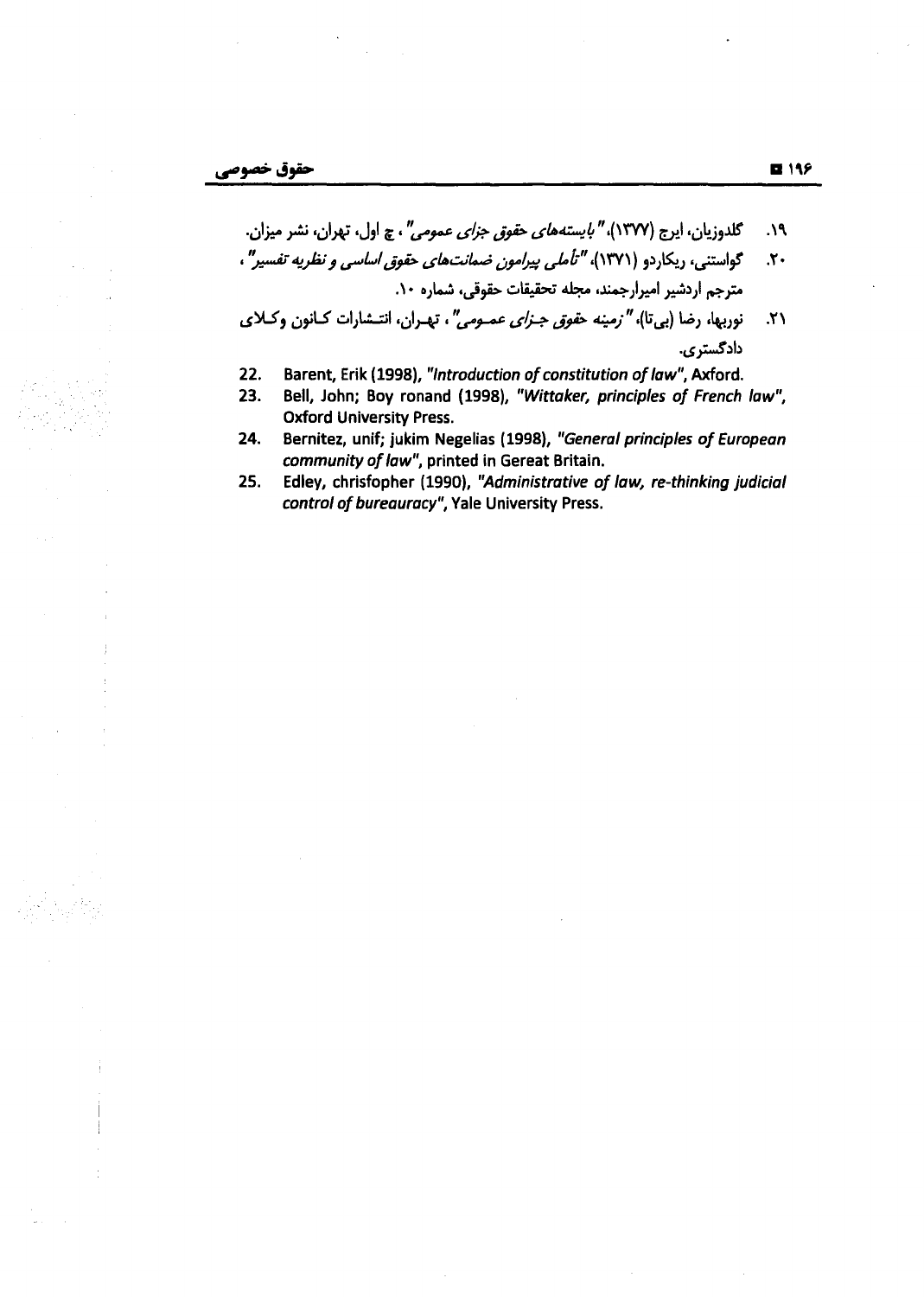۱۹. گلدوزیان، ایرج (۱۳۷۷)، *"بایسته‌های حقوق جزای عمومی"*، چ اول، تهران، نشر میزان.

۲۰. گواستنی، ریکاردو (۱۳۷۱)، *"تأملی پیرامون ضمانت‌های حقوق اساسی و نظریه تفسیر"*، مترجم اردشیر امیرارجمند، مجله تحقیقات حقوقی، شماره ۱۰.

۲۱. نوربها، رضا (بی‌تا)، *"زمینه حقوق جزای عمومی"*، تهران، انتشارات کانون وکلای دادگستری.

22. Barent, Erik (1998), *"Introduction of constitution of law"*, Axford.
23. Bell, John; Boy ronand (1998), *"Wittaker, principles of French law"*, Oxford University Press.
24. Bernitez, unif; jukim Negelias (1998), *"General principles of European community of law"*, printed in Gereat Britain.
25. Edley, chrisfopher (1990), *"Administrative of law, re-thinking judicial control of bureauracy"*, Yale University Press.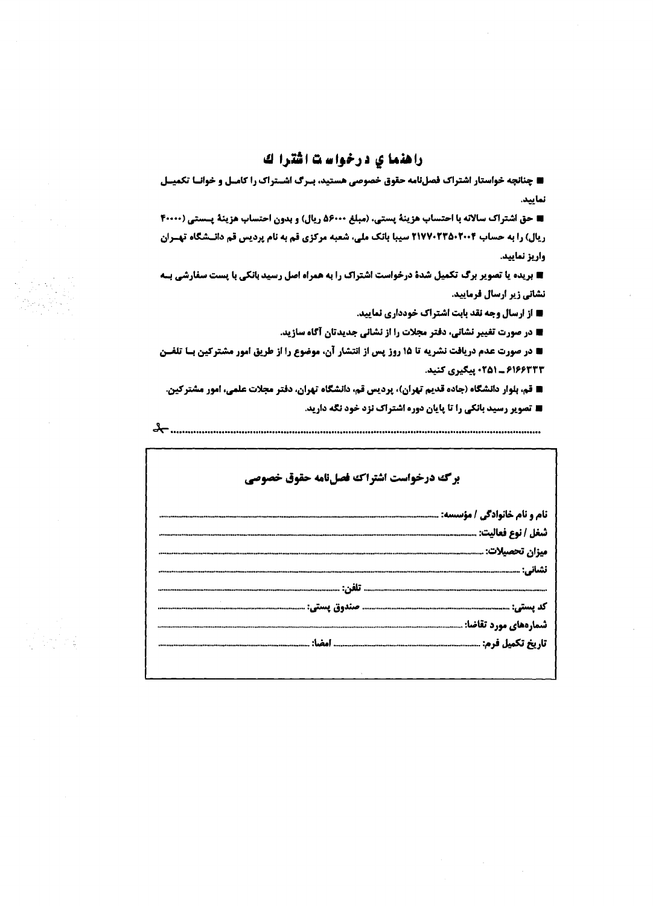## راهنماي درخواست اشتراك

■ چنانچه خواستار اشتراک فصل‌نامه حقوق خصوصی هستید، برگ اشتراک را کامل و خوانا تکمیل نمایید.

■ حق اشتراک سالانه با احتساب هزینهٔ پستی، (مبلغ ۵۶۰۰۰ ریال) و بدون احتساب هزینهٔ پستی (۴۰۰۰۰ ریال) را به حساب ۲۱۷۷۰۲۳۵۰۲۰۰۴ سیبا بانک ملی، شعبه مرکزی قم به نام پردیس قم دانشگاه تهران واریز نمایید.

■ بریده یا تصویر برگ تکمیل شدهٔ درخواست اشتراک را به همراه اصل رسید بانکی با پست سفارشی به نشانی زیر ارسال فرمایید.

■ از ارسال وجه نقد بابت اشتراک خودداری نمایید.

■ در صورت تغییر نشانی، دفتر مجلات را از نشانی جدیدتان آگاه سازید.

■ در صورت عدم دریافت نشریه تا ۱۵ روز پس از انتشار آن، موضوع را از طریق امور مشترکین با تلفن ۶۱۶۶۳۳۳ ـ ۰۲۵۱ پیگیری کنید.

■ قم، بلوار دانشگاه (جاده قدیم تهران)، پردیس قم، دانشگاه تهران، دفتر مجلات علمی، امور مشترکین.

■ تصویر رسید بانکی را تا پایان دوره اشتراک نزد خود نگه دارید.

---

### برگ درخواست اشتراک فصل‌نامه حقوق خصوصی

نام و نام خانوادگی / مؤسسه: ..............................

شغل / نوع فعالیت: ..............................

میزان تحصیلات: ..............................

نشانی: ..............................

.............................. تلفن: ..............................

کد پستی: .............................. صندوق پستی: ..............................

شماره‌های مورد تقاضا: ..............................

تاریخ تکمیل فرم: .............................. امضا: ..............................